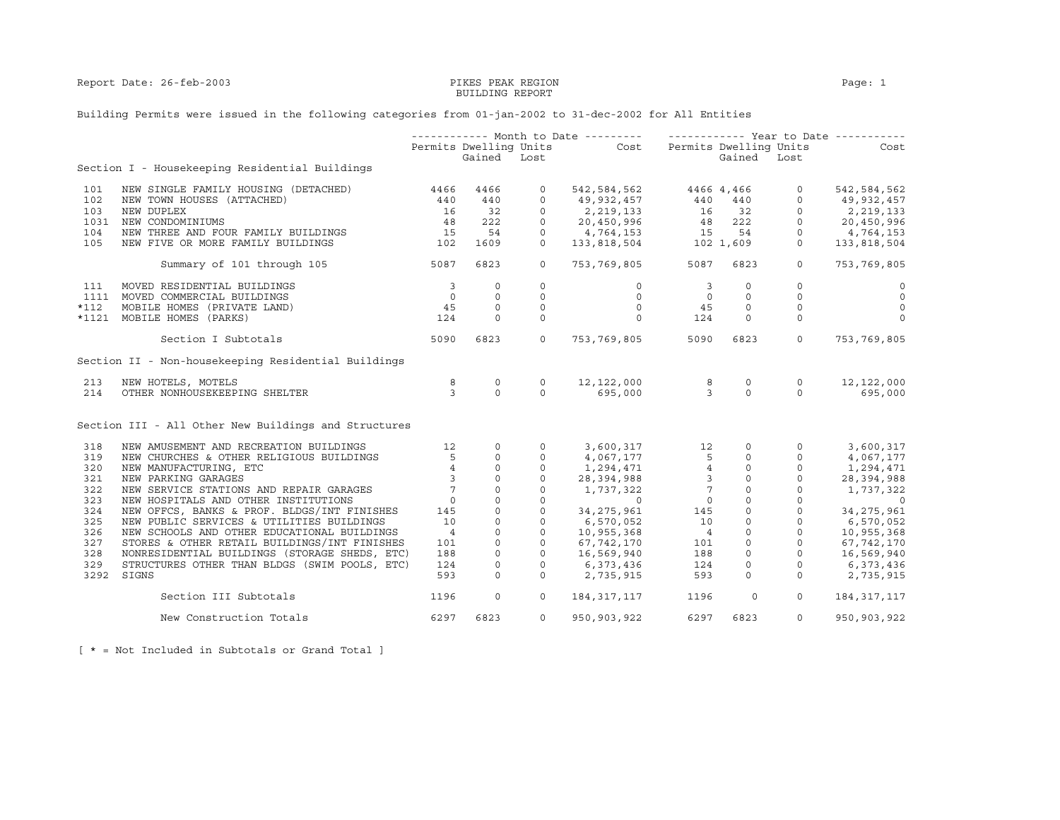Report Date: 26-feb-2003

# PIKES PEAK REGION BUILDING REPORT

Building Permits were issued in the following categories from 01-jan-2002 to 31-dec-2002 for All Entities

| | | Month to Date | | | | Year to Date | | | |
|---|---|---|---|---|---|---|---|---|---|
| | | Permits | Dwelling Units Gained | Dwelling Units Lost | Cost | Permits | Dwelling Units Gained | Dwelling Units Lost | Cost |
| **Section I - Housekeeping Residential Buildings** | | | | | | | | | |
| 101 | NEW SINGLE FAMILY HOUSING (DETACHED) | 4466 | 4466 | 0 | 542,584,562 | 4466 | 4,466 | 0 | 542,584,562 |
| 102 | NEW TOWN HOUSES (ATTACHED) | 440 | 440 | 0 | 49,932,457 | 440 | 440 | 0 | 49,932,457 |
| 103 | NEW DUPLEX | 16 | 32 | 0 | 2,219,133 | 16 | 32 | 0 | 2,219,133 |
| 1031 | NEW CONDOMINIUMS | 48 | 222 | 0 | 20,450,996 | 48 | 222 | 0 | 20,450,996 |
| 104 | NEW THREE AND FOUR FAMILY BUILDINGS | 15 | 54 | 0 | 4,764,153 | 15 | 54 | 0 | 4,764,153 |
| 105 | NEW FIVE OR MORE FAMILY BUILDINGS | 102 | 1609 | 0 | 133,818,504 | 102 | 1,609 | 0 | 133,818,504 |
| | Summary of 101 through 105 | 5087 | 6823 | 0 | 753,769,805 | 5087 | 6823 | 0 | 753,769,805 |
| 111 | MOVED RESIDENTIAL BUILDINGS | 3 | 0 | 0 | 0 | 3 | 0 | 0 | 0 |
| 1111 | MOVED COMMERCIAL BUILDINGS | 0 | 0 | 0 | 0 | 0 | 0 | 0 | 0 |
| *112 | MOBILE HOMES (PRIVATE LAND) | 45 | 0 | 0 | 0 | 45 | 0 | 0 | 0 |
| *1121 | MOBILE HOMES (PARKS) | 124 | 0 | 0 | 0 | 124 | 0 | 0 | 0 |
| | Section I Subtotals | 5090 | 6823 | 0 | 753,769,805 | 5090 | 6823 | 0 | 753,769,805 |
| **Section II - Non-housekeeping Residential Buildings** | | | | | | | | | |
| 213 | NEW HOTELS, MOTELS | 8 | 0 | 0 | 12,122,000 | 8 | 0 | 0 | 12,122,000 |
| 214 | OTHER NONHOUSEKEEPING SHELTER | 3 | 0 | 0 | 695,000 | 3 | 0 | 0 | 695,000 |
| **Section III - All Other New Buildings and Structures** | | | | | | | | | |
| 318 | NEW AMUSEMENT AND RECREATION BUILDINGS | 12 | 0 | 0 | 3,600,317 | 12 | 0 | 0 | 3,600,317 |
| 319 | NEW CHURCHES & OTHER RELIGIOUS BUILDINGS | 5 | 0 | 0 | 4,067,177 | 5 | 0 | 0 | 4,067,177 |
| 320 | NEW MANUFACTURING, ETC | 4 | 0 | 0 | 1,294,471 | 4 | 0 | 0 | 1,294,471 |
| 321 | NEW PARKING GARAGES | 3 | 0 | 0 | 28,394,988 | 3 | 0 | 0 | 28,394,988 |
| 322 | NEW SERVICE STATIONS AND REPAIR GARAGES | 7 | 0 | 0 | 1,737,322 | 7 | 0 | 0 | 1,737,322 |
| 323 | NEW HOSPITALS AND OTHER INSTITUTIONS | 0 | 0 | 0 | 0 | 0 | 0 | 0 | 0 |
| 324 | NEW OFFCS, BANKS & PROF. BLDGS/INT FINISHES | 145 | 0 | 0 | 34,275,961 | 145 | 0 | 0 | 34,275,961 |
| 325 | NEW PUBLIC SERVICES & UTILITIES BUILDINGS | 10 | 0 | 0 | 6,570,052 | 10 | 0 | 0 | 6,570,052 |
| 326 | NEW SCHOOLS AND OTHER EDUCATIONAL BUILDINGS | 4 | 0 | 0 | 10,955,368 | 4 | 0 | 0 | 10,955,368 |
| 327 | STORES & OTHER RETAIL BUILDINGS/INT FINISHES | 101 | 0 | 0 | 67,742,170 | 101 | 0 | 0 | 67,742,170 |
| 328 | NONRESIDENTIAL BUILDINGS (STORAGE SHEDS, ETC) | 188 | 0 | 0 | 16,569,940 | 188 | 0 | 0 | 16,569,940 |
| 329 | STRUCTURES OTHER THAN BLDGS (SWIM POOLS, ETC) | 124 | 0 | 0 | 6,373,436 | 124 | 0 | 0 | 6,373,436 |
| 3292 | SIGNS | 593 | 0 | 0 | 2,735,915 | 593 | 0 | 0 | 2,735,915 |
| | Section III Subtotals | 1196 | 0 | 0 | 184,317,117 | 1196 | 0 | 0 | 184,317,117 |
| | New Construction Totals | 6297 | 6823 | 0 | 950,903,922 | 6297 | 6823 | 0 | 950,903,922 |

[ * = Not Included in Subtotals or Grand Total ]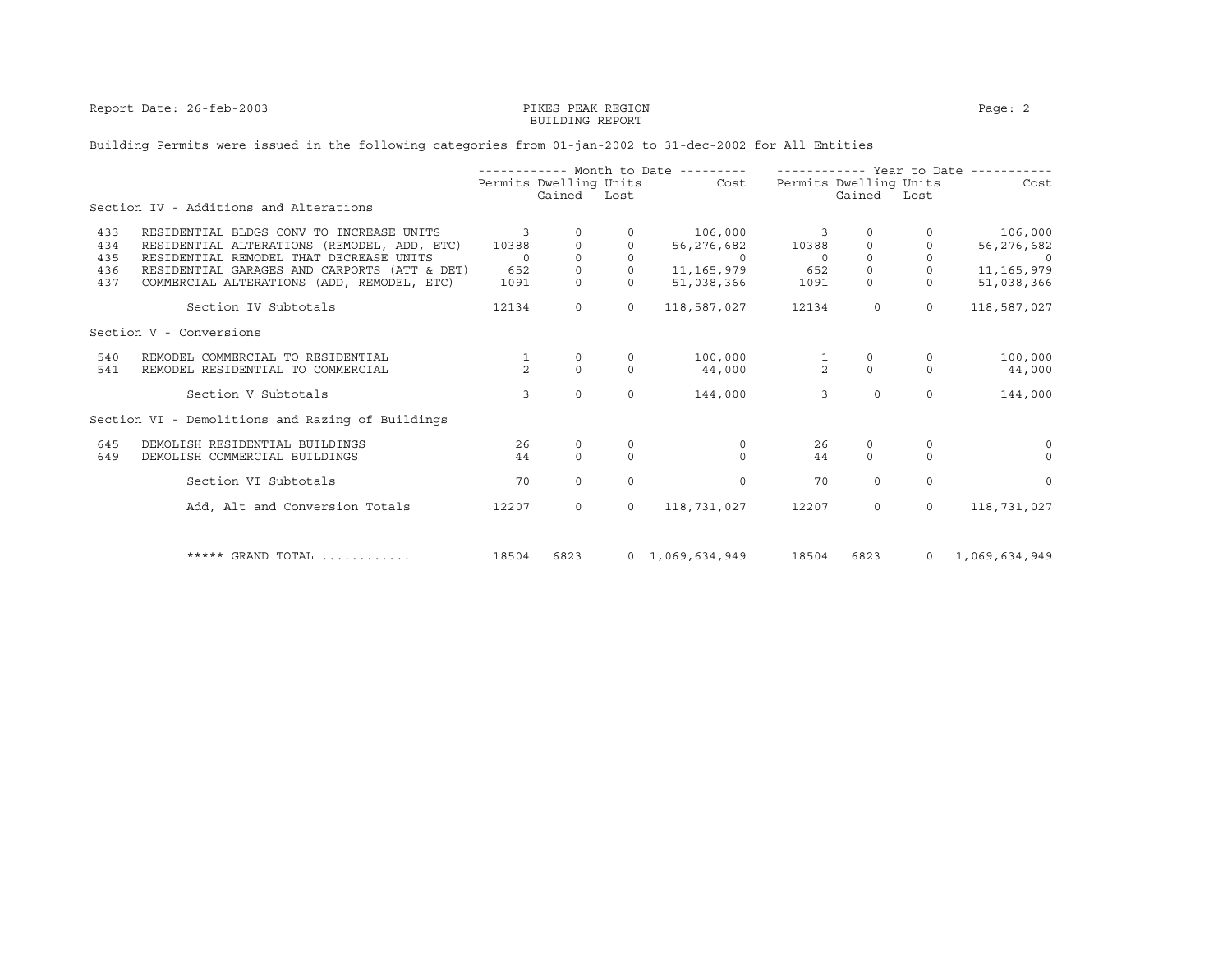PIKES PEAK REGION
BUILDING REPORT

Report Date: 26-feb-2003

Building Permits were issued in the following categories from 01-jan-2002 to 31-dec-2002 for All Entities

| Code | Description | Month to Date Permits | Month to Date Dwelling Units Gained | Month to Date Dwelling Units Lost | Month to Date Cost | Year to Date Permits | Year to Date Dwelling Units Gained | Year to Date Dwelling Units Lost | Year to Date Cost |
|---|---|---|---|---|---|---|---|---|---|
| | **Section IV - Additions and Alterations** | | | | | | | | |
| 433 | RESIDENTIAL BLDGS CONV TO INCREASE UNITS | 3 | 0 | 0 | 106,000 | 3 | 0 | 0 | 106,000 |
| 434 | RESIDENTIAL ALTERATIONS (REMODEL, ADD, ETC) | 10388 | 0 | 0 | 56,276,682 | 10388 | 0 | 0 | 56,276,682 |
| 435 | RESIDENTIAL REMODEL THAT DECREASE UNITS | 0 | 0 | 0 | 0 | 0 | 0 | 0 | 0 |
| 436 | RESIDENTIAL GARAGES AND CARPORTS (ATT & DET) | 652 | 0 | 0 | 11,165,979 | 652 | 0 | 0 | 11,165,979 |
| 437 | COMMERCIAL ALTERATIONS (ADD, REMODEL, ETC) | 1091 | 0 | 0 | 51,038,366 | 1091 | 0 | 0 | 51,038,366 |
| | Section IV Subtotals | 12134 | 0 | 0 | 118,587,027 | 12134 | 0 | 0 | 118,587,027 |
| | **Section V - Conversions** | | | | | | | | |
| 540 | REMODEL COMMERCIAL TO RESIDENTIAL | 1 | 0 | 0 | 100,000 | 1 | 0 | 0 | 100,000 |
| 541 | REMODEL RESIDENTIAL TO COMMERCIAL | 2 | 0 | 0 | 44,000 | 2 | 0 | 0 | 44,000 |
| | Section V Subtotals | 3 | 0 | 0 | 144,000 | 3 | 0 | 0 | 144,000 |
| | **Section VI - Demolitions and Razing of Buildings** | | | | | | | | |
| 645 | DEMOLISH RESIDENTIAL BUILDINGS | 26 | 0 | 0 | 0 | 26 | 0 | 0 | 0 |
| 649 | DEMOLISH COMMERCIAL BUILDINGS | 44 | 0 | 0 | 0 | 44 | 0 | 0 | 0 |
| | Section VI Subtotals | 70 | 0 | 0 | 0 | 70 | 0 | 0 | 0 |
| | Add, Alt and Conversion Totals | 12207 | 0 | 0 | 118,731,027 | 12207 | 0 | 0 | 118,731,027 |
| | ***** GRAND TOTAL ............ | 18504 | 6823 | 0 | 1,069,634,949 | 18504 | 6823 | 0 | 1,069,634,949 |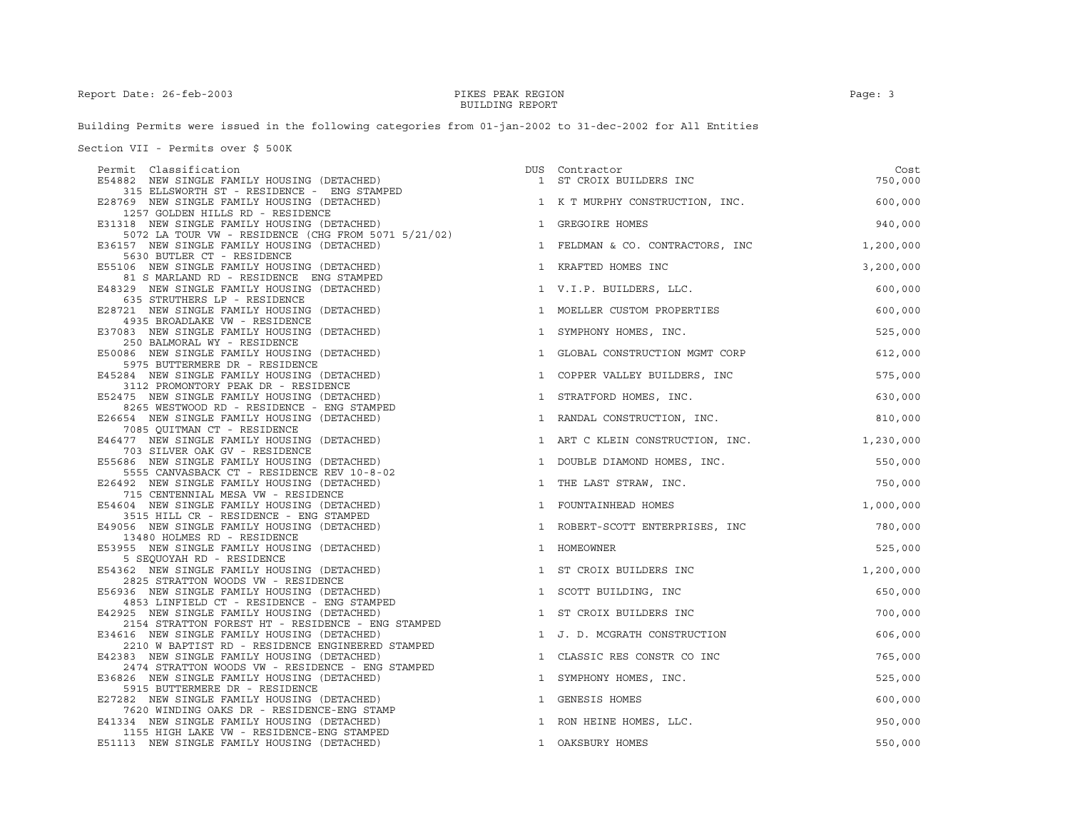BUILDING REPORT

Building Permits were issued in the following categories from 01-jan-2002 to 31-dec-2002 for All Entities

Section VII - Permits over $ 500K

| Permit | Classification | DUS | Contractor | Cost |
|---|---|---|---|---|
| E54882 | NEW SINGLE FAMILY HOUSING (DETACHED)<br>315 ELLSWORTH ST - RESIDENCE - ENG STAMPED | 1 | ST CROIX BUILDERS INC | 750,000 |
| E28769 | NEW SINGLE FAMILY HOUSING (DETACHED)<br>1257 GOLDEN HILLS RD - RESIDENCE | 1 | K T MURPHY CONSTRUCTION, INC. | 600,000 |
| E31318 | NEW SINGLE FAMILY HOUSING (DETACHED)<br>5072 LA TOUR VW - RESIDENCE (CHG FROM 5071 5/21/02) | 1 | GREGOIRE HOMES | 940,000 |
| E36157 | NEW SINGLE FAMILY HOUSING (DETACHED)<br>5630 BUTLER CT - RESIDENCE | 1 | FELDMAN & CO. CONTRACTORS, INC | 1,200,000 |
| E55106 | NEW SINGLE FAMILY HOUSING (DETACHED)<br>81 S MARLAND RD - RESIDENCE ENG STAMPED | 1 | KRAFTED HOMES INC | 3,200,000 |
| E48329 | NEW SINGLE FAMILY HOUSING (DETACHED)<br>635 STRUTHERS LP - RESIDENCE | 1 | V.I.P. BUILDERS, LLC. | 600,000 |
| E28721 | NEW SINGLE FAMILY HOUSING (DETACHED)<br>4935 BROADLAKE VW - RESIDENCE | 1 | MOELLER CUSTOM PROPERTIES | 600,000 |
| E37083 | NEW SINGLE FAMILY HOUSING (DETACHED)<br>250 BALMORAL WY - RESIDENCE | 1 | SYMPHONY HOMES, INC. | 525,000 |
| E50086 | NEW SINGLE FAMILY HOUSING (DETACHED)<br>5975 BUTTERMERE DR - RESIDENCE | 1 | GLOBAL CONSTRUCTION MGMT CORP | 612,000 |
| E45284 | NEW SINGLE FAMILY HOUSING (DETACHED)<br>3112 PROMONTORY PEAK DR - RESIDENCE | 1 | COPPER VALLEY BUILDERS, INC | 575,000 |
| E52475 | NEW SINGLE FAMILY HOUSING (DETACHED)<br>8265 WESTWOOD RD - RESIDENCE - ENG STAMPED | 1 | STRATFORD HOMES, INC. | 630,000 |
| E26654 | NEW SINGLE FAMILY HOUSING (DETACHED)<br>7085 QUITMAN CT - RESIDENCE | 1 | RANDAL CONSTRUCTION, INC. | 810,000 |
| E46477 | NEW SINGLE FAMILY HOUSING (DETACHED)<br>703 SILVER OAK GV - RESIDENCE | 1 | ART C KLEIN CONSTRUCTION, INC. | 1,230,000 |
| E55686 | NEW SINGLE FAMILY HOUSING (DETACHED)<br>5555 CANVASBACK CT - RESIDENCE REV 10-8-02 | 1 | DOUBLE DIAMOND HOMES, INC. | 550,000 |
| E26492 | NEW SINGLE FAMILY HOUSING (DETACHED)<br>715 CENTENNIAL MESA VW - RESIDENCE | 1 | THE LAST STRAW, INC. | 750,000 |
| E54604 | NEW SINGLE FAMILY HOUSING (DETACHED)<br>3515 HILL CR - RESIDENCE - ENG STAMPED | 1 | FOUNTAINHEAD HOMES | 1,000,000 |
| E49056 | NEW SINGLE FAMILY HOUSING (DETACHED)<br>13480 HOLMES RD - RESIDENCE | 1 | ROBERT-SCOTT ENTERPRISES, INC | 780,000 |
| E53955 | NEW SINGLE FAMILY HOUSING (DETACHED)<br>5 SEQUOYAH RD - RESIDENCE | 1 | HOMEOWNER | 525,000 |
| E54362 | NEW SINGLE FAMILY HOUSING (DETACHED)<br>2825 STRATTON WOODS VW - RESIDENCE | 1 | ST CROIX BUILDERS INC | 1,200,000 |
| E56936 | NEW SINGLE FAMILY HOUSING (DETACHED)<br>4853 LINFIELD CT - RESIDENCE - ENG STAMPED | 1 | SCOTT BUILDING, INC | 650,000 |
| E42925 | NEW SINGLE FAMILY HOUSING (DETACHED)<br>2154 STRATTON FOREST HT - RESIDENCE - ENG STAMPED | 1 | ST CROIX BUILDERS INC | 700,000 |
| E34616 | NEW SINGLE FAMILY HOUSING (DETACHED)<br>2210 W BAPTIST RD - RESIDENCE ENGINEERED STAMPED | 1 | J. D. MCGRATH CONSTRUCTION | 606,000 |
| E42383 | NEW SINGLE FAMILY HOUSING (DETACHED)<br>2474 STRATTON WOODS VW - RESIDENCE - ENG STAMPED | 1 | CLASSIC RES CONSTR CO INC | 765,000 |
| E36826 | NEW SINGLE FAMILY HOUSING (DETACHED)<br>5915 BUTTERMERE DR - RESIDENCE | 1 | SYMPHONY HOMES, INC. | 525,000 |
| E27282 | NEW SINGLE FAMILY HOUSING (DETACHED)<br>7620 WINDING OAKS DR - RESIDENCE-ENG STAMP | 1 | GENESIS HOMES | 600,000 |
| E41334 | NEW SINGLE FAMILY HOUSING (DETACHED)<br>1155 HIGH LAKE VW - RESIDENCE-ENG STAMPED | 1 | RON HEINE HOMES, LLC. | 950,000 |
| E51113 | NEW SINGLE FAMILY HOUSING (DETACHED) | 1 | OAKSBURY HOMES | 550,000 |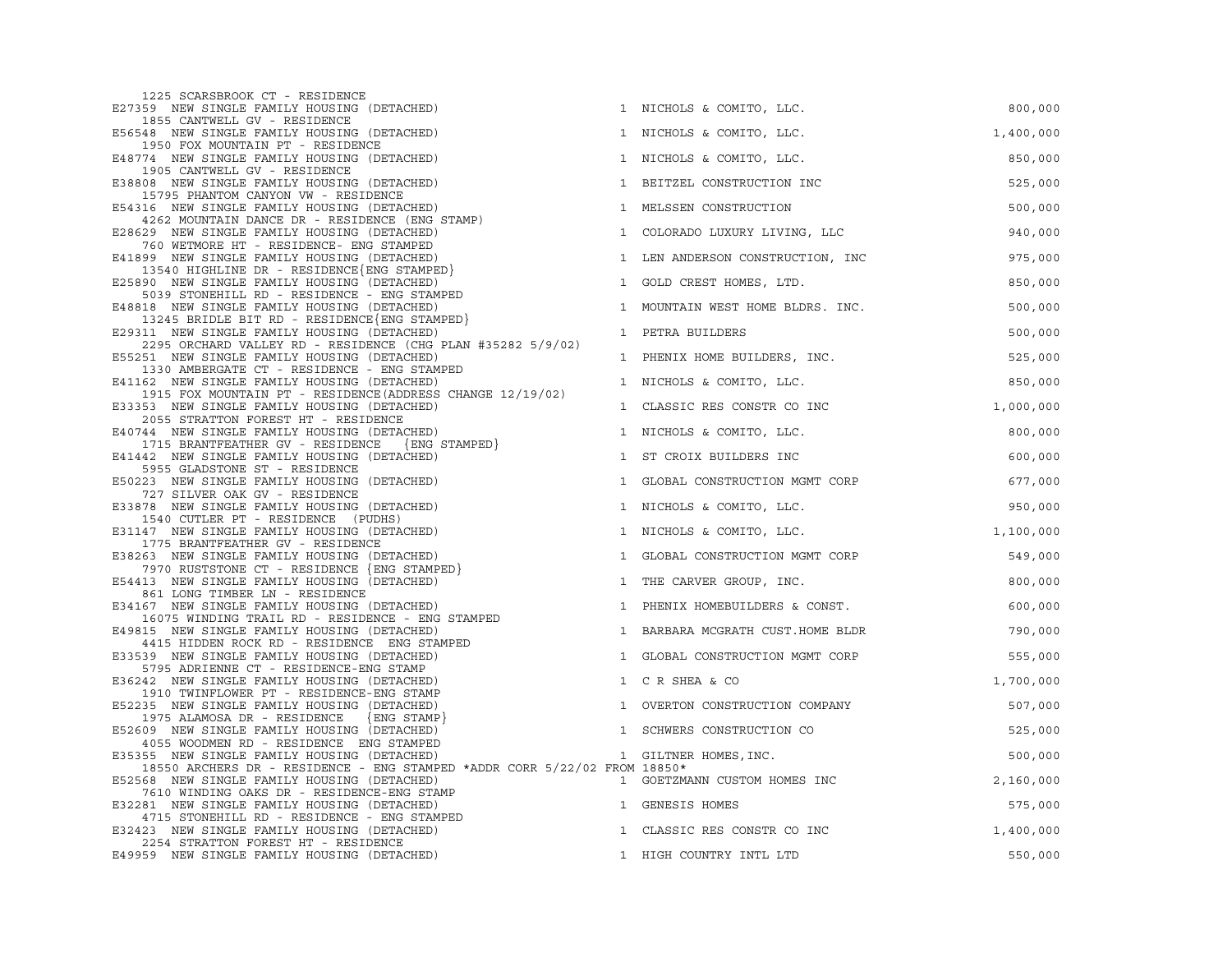| Address / Permit / Description | Units | Contractor | Valuation |
|---|---|---|---|
| 1225 SCARSBROOK CT - RESIDENCE<br>E27359 NEW SINGLE FAMILY HOUSING (DETACHED) | 1 | NICHOLS & COMITO, LLC. | 800,000 |
| 1855 CANTWELL GV - RESIDENCE<br>E56548 NEW SINGLE FAMILY HOUSING (DETACHED) | 1 | NICHOLS & COMITO, LLC. | 1,400,000 |
| 1950 FOX MOUNTAIN PT - RESIDENCE<br>E48774 NEW SINGLE FAMILY HOUSING (DETACHED) | 1 | NICHOLS & COMITO, LLC. | 850,000 |
| 1905 CANTWELL GV - RESIDENCE<br>E38808 NEW SINGLE FAMILY HOUSING (DETACHED) | 1 | BEITZEL CONSTRUCTION INC | 525,000 |
| 15795 PHANTOM CANYON VW - RESIDENCE<br>E54316 NEW SINGLE FAMILY HOUSING (DETACHED) | 1 | MELSSEN CONSTRUCTION | 500,000 |
| 4262 MOUNTAIN DANCE DR - RESIDENCE (ENG STAMP)<br>E28629 NEW SINGLE FAMILY HOUSING (DETACHED) | 1 | COLORADO LUXURY LIVING, LLC | 940,000 |
| 760 WETMORE HT - RESIDENCE- ENG STAMPED<br>E41899 NEW SINGLE FAMILY HOUSING (DETACHED) | 1 | LEN ANDERSON CONSTRUCTION, INC | 975,000 |
| 13540 HIGHLINE DR - RESIDENCE{ENG STAMPED}<br>E25890 NEW SINGLE FAMILY HOUSING (DETACHED) | 1 | GOLD CREST HOMES, LTD. | 850,000 |
| 5039 STONEHILL RD - RESIDENCE - ENG STAMPED<br>E48818 NEW SINGLE FAMILY HOUSING (DETACHED) | 1 | MOUNTAIN WEST HOME BLDRS. INC. | 500,000 |
| 13245 BRIDLE BIT RD - RESIDENCE{ENG STAMPED}<br>E29311 NEW SINGLE FAMILY HOUSING (DETACHED) | 1 | PETRA BUILDERS | 500,000 |
| 2295 ORCHARD VALLEY RD - RESIDENCE (CHG PLAN #35282 5/9/02)<br>E55251 NEW SINGLE FAMILY HOUSING (DETACHED) | 1 | PHENIX HOME BUILDERS, INC. | 525,000 |
| 1330 AMBERGATE CT - RESIDENCE - ENG STAMPED<br>E41162 NEW SINGLE FAMILY HOUSING (DETACHED) | 1 | NICHOLS & COMITO, LLC. | 850,000 |
| 1915 FOX MOUNTAIN PT - RESIDENCE(ADDRESS CHANGE 12/19/02)<br>E33353 NEW SINGLE FAMILY HOUSING (DETACHED) | 1 | CLASSIC RES CONSTR CO INC | 1,000,000 |
| 2055 STRATTON FOREST HT - RESIDENCE<br>E40744 NEW SINGLE FAMILY HOUSING (DETACHED) | 1 | NICHOLS & COMITO, LLC. | 800,000 |
| 1715 BRANTFEATHER GV - RESIDENCE {ENG STAMPED}<br>E41442 NEW SINGLE FAMILY HOUSING (DETACHED) | 1 | ST CROIX BUILDERS INC | 600,000 |
| 5955 GLADSTONE ST - RESIDENCE<br>E50223 NEW SINGLE FAMILY HOUSING (DETACHED) | 1 | GLOBAL CONSTRUCTION MGMT CORP | 677,000 |
| 727 SILVER OAK GV - RESIDENCE<br>E33878 NEW SINGLE FAMILY HOUSING (DETACHED) | 1 | NICHOLS & COMITO, LLC. | 950,000 |
| 1540 CUTLER PT - RESIDENCE (PUDHS)<br>E31147 NEW SINGLE FAMILY HOUSING (DETACHED) | 1 | NICHOLS & COMITO, LLC. | 1,100,000 |
| 1775 BRANTFEATHER GV - RESIDENCE<br>E38263 NEW SINGLE FAMILY HOUSING (DETACHED) | 1 | GLOBAL CONSTRUCTION MGMT CORP | 549,000 |
| 7970 RUSTSTONE CT - RESIDENCE {ENG STAMPED}<br>E54413 NEW SINGLE FAMILY HOUSING (DETACHED) | 1 | THE CARVER GROUP, INC. | 800,000 |
| 861 LONG TIMBER LN - RESIDENCE<br>E34167 NEW SINGLE FAMILY HOUSING (DETACHED) | 1 | PHENIX HOMEBUILDERS & CONST. | 600,000 |
| 16075 WINDING TRAIL RD - RESIDENCE - ENG STAMPED<br>E49815 NEW SINGLE FAMILY HOUSING (DETACHED) | 1 | BARBARA MCGRATH CUST.HOME BLDR | 790,000 |
| 4415 HIDDEN ROCK RD - RESIDENCE ENG STAMPED<br>E33539 NEW SINGLE FAMILY HOUSING (DETACHED) | 1 | GLOBAL CONSTRUCTION MGMT CORP | 555,000 |
| 5795 ADRIENNE CT - RESIDENCE-ENG STAMP<br>E36242 NEW SINGLE FAMILY HOUSING (DETACHED) | 1 | C R SHEA & CO | 1,700,000 |
| 1910 TWINFLOWER PT - RESIDENCE-ENG STAMP<br>E52235 NEW SINGLE FAMILY HOUSING (DETACHED) | 1 | OVERTON CONSTRUCTION COMPANY | 507,000 |
| 1975 ALAMOSA DR - RESIDENCE {ENG STAMP}<br>E52609 NEW SINGLE FAMILY HOUSING (DETACHED) | 1 | SCHWERS CONSTRUCTION CO | 525,000 |
| 4055 WOODMEN RD - RESIDENCE ENG STAMPED<br>E35355 NEW SINGLE FAMILY HOUSING (DETACHED) | 1 | GILTNER HOMES, INC. | 500,000 |
| 18550 ARCHERS DR - RESIDENCE - ENG STAMPED *ADDR CORR 5/22/02 FROM 18850*<br>E52568 NEW SINGLE FAMILY HOUSING (DETACHED) | 1 | GOETZMANN CUSTOM HOMES INC | 2,160,000 |
| 7610 WINDING OAKS DR - RESIDENCE-ENG STAMP<br>E32281 NEW SINGLE FAMILY HOUSING (DETACHED) | 1 | GENESIS HOMES | 575,000 |
| 4715 STONEHILL RD - RESIDENCE - ENG STAMPED<br>E32423 NEW SINGLE FAMILY HOUSING (DETACHED) | 1 | CLASSIC RES CONSTR CO INC | 1,400,000 |
| 2254 STRATTON FOREST HT - RESIDENCE<br>E49959 NEW SINGLE FAMILY HOUSING (DETACHED) | 1 | HIGH COUNTRY INTL LTD | 550,000 |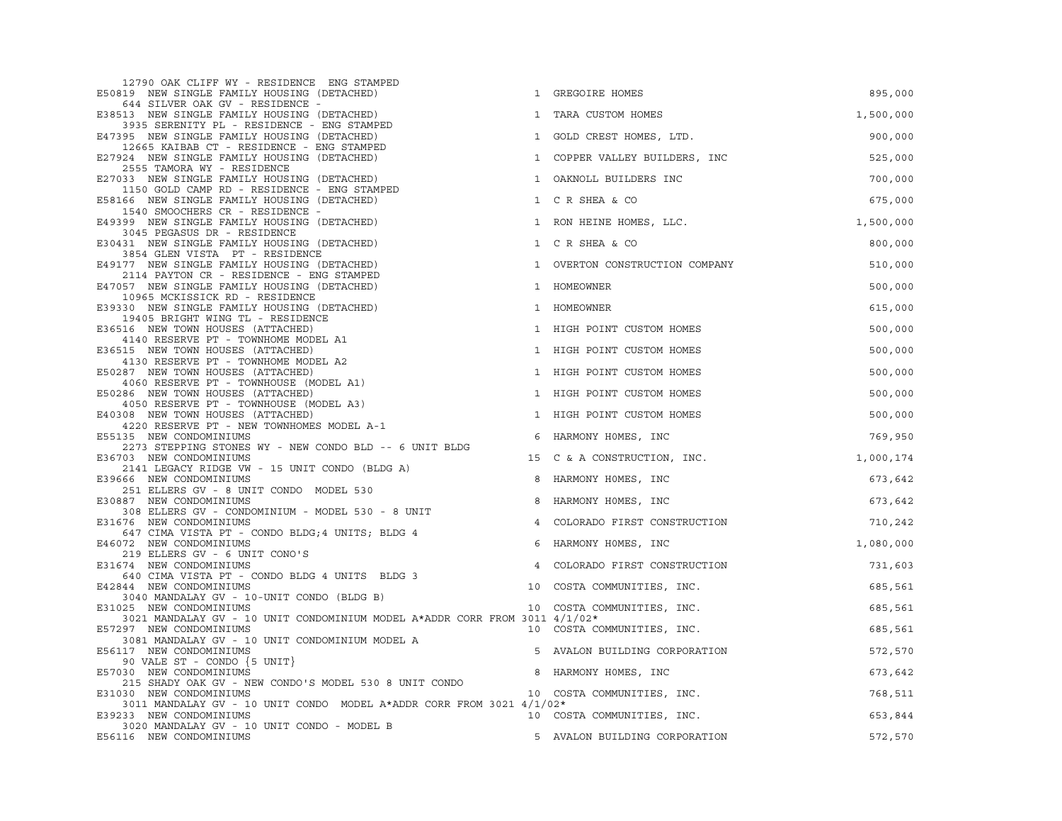12790 OAK CLIFF WY - RESIDENCE ENG STAMPED

| Permit | Type | Units | Contractor | Value | Address / Description |
|---|---|---|---|---|---|
| E50819 | NEW SINGLE FAMILY HOUSING (DETACHED) | 1 | GREGOIRE HOMES | 895,000 | 644 SILVER OAK GV - RESIDENCE - |
| E38513 | NEW SINGLE FAMILY HOUSING (DETACHED) | 1 | TARA CUSTOM HOMES | 1,500,000 | 3935 SERENITY PL - RESIDENCE - ENG STAMPED |
| E47395 | NEW SINGLE FAMILY HOUSING (DETACHED) | 1 | GOLD CREST HOMES, LTD. | 900,000 | 12665 KAIBAB CT - RESIDENCE - ENG STAMPED |
| E27924 | NEW SINGLE FAMILY HOUSING (DETACHED) | 1 | COPPER VALLEY BUILDERS, INC | 525,000 | 2555 TAMORA WY - RESIDENCE |
| E27033 | NEW SINGLE FAMILY HOUSING (DETACHED) | 1 | OAKNOLL BUILDERS INC | 700,000 | 1150 GOLD CAMP RD - RESIDENCE - ENG STAMPED |
| E58166 | NEW SINGLE FAMILY HOUSING (DETACHED) | 1 | C R SHEA & CO | 675,000 | 1540 SMOOCHERS CR - RESIDENCE - |
| E49399 | NEW SINGLE FAMILY HOUSING (DETACHED) | 1 | RON HEINE HOMES, LLC. | 1,500,000 | 3045 PEGASUS DR - RESIDENCE |
| E30431 | NEW SINGLE FAMILY HOUSING (DETACHED) | 1 | C R SHEA & CO | 800,000 | 3854 GLEN VISTA PT - RESIDENCE |
| E49177 | NEW SINGLE FAMILY HOUSING (DETACHED) | 1 | OVERTON CONSTRUCTION COMPANY | 510,000 | 2114 PAYTON CR - RESIDENCE - ENG STAMPED |
| E47057 | NEW SINGLE FAMILY HOUSING (DETACHED) | 1 | HOMEOWNER | 500,000 | 10965 MCKISSICK RD - RESIDENCE |
| E39330 | NEW SINGLE FAMILY HOUSING (DETACHED) | 1 | HOMEOWNER | 615,000 | 19405 BRIGHT WING TL - RESIDENCE |
| E36516 | NEW TOWN HOUSES (ATTACHED) | 1 | HIGH POINT CUSTOM HOMES | 500,000 | 4140 RESERVE PT - TOWNHOME MODEL A1 |
| E36515 | NEW TOWN HOUSES (ATTACHED) | 1 | HIGH POINT CUSTOM HOMES | 500,000 | 4130 RESERVE PT - TOWNHOME MODEL A2 |
| E50287 | NEW TOWN HOUSES (ATTACHED) | 1 | HIGH POINT CUSTOM HOMES | 500,000 | 4060 RESERVE PT - TOWNHOUSE (MODEL A1) |
| E50286 | NEW TOWN HOUSES (ATTACHED) | 1 | HIGH POINT CUSTOM HOMES | 500,000 | 4050 RESERVE PT - TOWNHOUSE (MODEL A3) |
| E40308 | NEW TOWN HOUSES (ATTACHED) | 1 | HIGH POINT CUSTOM HOMES | 500,000 | 4220 RESERVE PT - NEW TOWNHOMES MODEL A-1 |
| E55135 | NEW CONDOMINIUMS | 6 | HARMONY H0MES, INC | 769,950 | 2273 STEPPING STONES WY - NEW CONDO BLD -- 6 UNIT BLDG |
| E36703 | NEW CONDOMINIUMS | 15 | C & A CONSTRUCTION, INC. | 1,000,174 | 2141 LEGACY RIDGE VW - 15 UNIT CONDO (BLDG A) |
| E39666 | NEW CONDOMINIUMS | 8 | HARMONY H0MES, INC | 673,642 | 251 ELLERS GV - 8 UNIT CONDO MODEL 530 |
| E30887 | NEW CONDOMINIUMS | 8 | HARMONY H0MES, INC | 673,642 | 308 ELLERS GV - CONDOMINIUM - MODEL 530 - 8 UNIT |
| E31676 | NEW CONDOMINIUMS | 4 | COLORADO FIRST CONSTRUCTION | 710,242 | 647 CIMA VISTA PT - CONDO BLDG;4 UNITS; BLDG 4 |
| E46072 | NEW CONDOMINIUMS | 6 | HARMONY H0MES, INC | 1,080,000 | 219 ELLERS GV - 6 UNIT CONO'S |
| E31674 | NEW CONDOMINIUMS | 4 | COLORADO FIRST CONSTRUCTION | 731,603 | 640 CIMA VISTA PT - CONDO BLDG 4 UNITS BLDG 3 |
| E42844 | NEW CONDOMINIUMS | 10 | COSTA COMMUNITIES, INC. | 685,561 | 3040 MANDALAY GV - 10-UNIT CONDO (BLDG B) |
| E31025 | NEW CONDOMINIUMS | 10 | COSTA COMMUNITIES, INC. | 685,561 | 3021 MANDALAY GV - 10 UNIT CONDOMINIUM MODEL A*ADDR CORR FROM 3011 4/1/02* |
| E57297 | NEW CONDOMINIUMS | 10 | COSTA COMMUNITIES, INC. | 685,561 | 3081 MANDALAY GV - 10 UNIT CONDOMINIUM MODEL A |
| E56117 | NEW CONDOMINIUMS | 5 | AVALON BUILDING CORPORATION | 572,570 | 90 VALE ST - CONDO {5 UNIT} |
| E57030 | NEW CONDOMINIUMS | 8 | HARMONY H0MES, INC | 673,642 | 215 SHADY OAK GV - NEW CONDO'S MODEL 530 8 UNIT CONDO |
| E31030 | NEW CONDOMINIUMS | 10 | COSTA COMMUNITIES, INC. | 768,511 | 3011 MANDALAY GV - 10 UNIT CONDO MODEL A*ADDR CORR FROM 3021 4/1/02* |
| E39233 | NEW CONDOMINIUMS | 10 | COSTA COMMUNITIES, INC. | 653,844 | 3020 MANDALAY GV - 10 UNIT CONDO - MODEL B |
| E56116 | NEW CONDOMINIUMS | 5 | AVALON BUILDING CORPORATION | 572,570 | |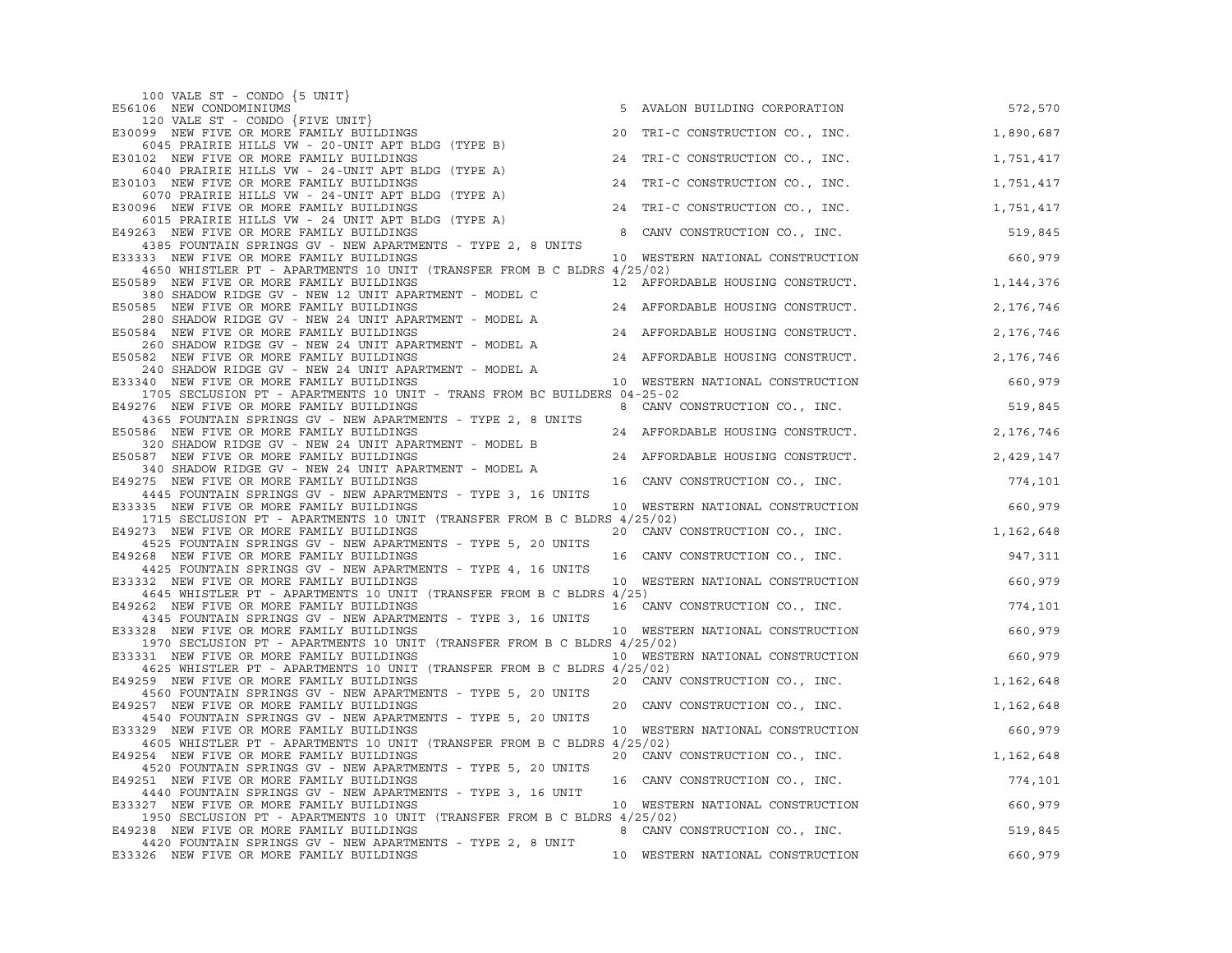| Permit | Description | Units | Contractor | Valuation |
|---|---|---|---|---|
| | 100 VALE ST - CONDO {5 UNIT} | | | |
| E56106 | NEW CONDOMINIUMS | 5 | AVALON BUILDING CORPORATION | 572,570 |
| | 120 VALE ST - CONDO {FIVE UNIT} | | | |
| E30099 | NEW FIVE OR MORE FAMILY BUILDINGS | 20 | TRI-C CONSTRUCTION CO., INC. | 1,890,687 |
| | 6045 PRAIRIE HILLS VW - 20-UNIT APT BLDG (TYPE B) | | | |
| E30102 | NEW FIVE OR MORE FAMILY BUILDINGS | 24 | TRI-C CONSTRUCTION CO., INC. | 1,751,417 |
| | 6040 PRAIRIE HILLS VW - 24-UNIT APT BLDG (TYPE A) | | | |
| E30103 | NEW FIVE OR MORE FAMILY BUILDINGS | 24 | TRI-C CONSTRUCTION CO., INC. | 1,751,417 |
| | 6070 PRAIRIE HILLS VW - 24-UNIT APT BLDG (TYPE A) | | | |
| E30096 | NEW FIVE OR MORE FAMILY BUILDINGS | 24 | TRI-C CONSTRUCTION CO., INC. | 1,751,417 |
| | 6015 PRAIRIE HILLS VW - 24 UNIT APT BLDG (TYPE A) | | | |
| E49263 | NEW FIVE OR MORE FAMILY BUILDINGS | 8 | CANV CONSTRUCTION CO., INC. | 519,845 |
| | 4385 FOUNTAIN SPRINGS GV - NEW APARTMENTS - TYPE 2, 8 UNITS | | | |
| E33333 | NEW FIVE OR MORE FAMILY BUILDINGS | 10 | WESTERN NATIONAL CONSTRUCTION | 660,979 |
| | 4650 WHISTLER PT - APARTMENTS 10 UNIT (TRANSFER FROM B C BLDRS 4/25/02) | | | |
| E50589 | NEW FIVE OR MORE FAMILY BUILDINGS | 12 | AFFORDABLE HOUSING CONSTRUCT. | 1,144,376 |
| | 380 SHADOW RIDGE GV - NEW 12 UNIT APARTMENT - MODEL C | | | |
| E50585 | NEW FIVE OR MORE FAMILY BUILDINGS | 24 | AFFORDABLE HOUSING CONSTRUCT. | 2,176,746 |
| | 280 SHADOW RIDGE GV - NEW 24 UNIT APARTMENT - MODEL A | | | |
| E50584 | NEW FIVE OR MORE FAMILY BUILDINGS | 24 | AFFORDABLE HOUSING CONSTRUCT. | 2,176,746 |
| | 260 SHADOW RIDGE GV - NEW 24 UNIT APARTMENT - MODEL A | | | |
| E50582 | NEW FIVE OR MORE FAMILY BUILDINGS | 24 | AFFORDABLE HOUSING CONSTRUCT. | 2,176,746 |
| | 240 SHADOW RIDGE GV - NEW 24 UNIT APARTMENT - MODEL A | | | |
| E33340 | NEW FIVE OR MORE FAMILY BUILDINGS | 10 | WESTERN NATIONAL CONSTRUCTION | 660,979 |
| | 1705 SECLUSION PT - APARTMENTS 10 UNIT - TRANS FROM BC BUILDERS 04-25-02 | | | |
| E49276 | NEW FIVE OR MORE FAMILY BUILDINGS | 8 | CANV CONSTRUCTION CO., INC. | 519,845 |
| | 4365 FOUNTAIN SPRINGS GV - NEW APARTMENTS - TYPE 2, 8 UNITS | | | |
| E50586 | NEW FIVE OR MORE FAMILY BUILDINGS | 24 | AFFORDABLE HOUSING CONSTRUCT. | 2,176,746 |
| | 320 SHADOW RIDGE GV - NEW 24 UNIT APARTMENT - MODEL B | | | |
| E50587 | NEW FIVE OR MORE FAMILY BUILDINGS | 24 | AFFORDABLE HOUSING CONSTRUCT. | 2,429,147 |
| | 340 SHADOW RIDGE GV - NEW 24 UNIT APARTMENT - MODEL A | | | |
| E49275 | NEW FIVE OR MORE FAMILY BUILDINGS | 16 | CANV CONSTRUCTION CO., INC. | 774,101 |
| | 4445 FOUNTAIN SPRINGS GV - NEW APARTMENTS - TYPE 3, 16 UNITS | | | |
| E33335 | NEW FIVE OR MORE FAMILY BUILDINGS | 10 | WESTERN NATIONAL CONSTRUCTION | 660,979 |
| | 1715 SECLUSION PT - APARTMENTS 10 UNIT (TRANSFER FROM B C BLDRS 4/25/02) | | | |
| E49273 | NEW FIVE OR MORE FAMILY BUILDINGS | 20 | CANV CONSTRUCTION CO., INC. | 1,162,648 |
| | 4525 FOUNTAIN SPRINGS GV - NEW APARTMENTS - TYPE 5, 20 UNITS | | | |
| E49268 | NEW FIVE OR MORE FAMILY BUILDINGS | 16 | CANV CONSTRUCTION CO., INC. | 947,311 |
| | 4425 FOUNTAIN SPRINGS GV - NEW APARTMENTS - TYPE 4, 16 UNITS | | | |
| E33332 | NEW FIVE OR MORE FAMILY BUILDINGS | 10 | WESTERN NATIONAL CONSTRUCTION | 660,979 |
| | 4645 WHISTLER PT - APARTMENTS 10 UNIT (TRANSFER FROM B C BLDRS 4/25) | | | |
| E49262 | NEW FIVE OR MORE FAMILY BUILDINGS | 16 | CANV CONSTRUCTION CO., INC. | 774,101 |
| | 4345 FOUNTAIN SPRINGS GV - NEW APARTMENTS - TYPE 3, 16 UNITS | | | |
| E33328 | NEW FIVE OR MORE FAMILY BUILDINGS | 10 | WESTERN NATIONAL CONSTRUCTION | 660,979 |
| | 1970 SECLUSION PT - APARTMENTS 10 UNIT (TRANSFER FROM B C BLDRS 4/25/02) | | | |
| E33331 | NEW FIVE OR MORE FAMILY BUILDINGS | 10 | WESTERN NATIONAL CONSTRUCTION | 660,979 |
| | 4625 WHISTLER PT - APARTMENTS 10 UNIT (TRANSFER FROM B C BLDRS 4/25/02) | | | |
| E49259 | NEW FIVE OR MORE FAMILY BUILDINGS | 20 | CANV CONSTRUCTION CO., INC. | 1,162,648 |
| | 4560 FOUNTAIN SPRINGS GV - NEW APARTMENTS - TYPE 5, 20 UNITS | | | |
| E49257 | NEW FIVE OR MORE FAMILY BUILDINGS | 20 | CANV CONSTRUCTION CO., INC. | 1,162,648 |
| | 4540 FOUNTAIN SPRINGS GV - NEW APARTMENTS - TYPE 5, 20 UNITS | | | |
| E33329 | NEW FIVE OR MORE FAMILY BUILDINGS | 10 | WESTERN NATIONAL CONSTRUCTION | 660,979 |
| | 4605 WHISTLER PT - APARTMENTS 10 UNIT (TRANSFER FROM B C BLDRS 4/25/02) | | | |
| E49254 | NEW FIVE OR MORE FAMILY BUILDINGS | 20 | CANV CONSTRUCTION CO., INC. | 1,162,648 |
| | 4520 FOUNTAIN SPRINGS GV - NEW APARTMENTS - TYPE 5, 20 UNITS | | | |
| E49251 | NEW FIVE OR MORE FAMILY BUILDINGS | 16 | CANV CONSTRUCTION CO., INC. | 774,101 |
| | 4440 FOUNTAIN SPRINGS GV - NEW APARTMENTS - TYPE 3, 16 UNIT | | | |
| E33327 | NEW FIVE OR MORE FAMILY BUILDINGS | 10 | WESTERN NATIONAL CONSTRUCTION | 660,979 |
| | 1950 SECLUSION PT - APARTMENTS 10 UNIT (TRANSFER FROM B C BLDRS 4/25/02) | | | |
| E49238 | NEW FIVE OR MORE FAMILY BUILDINGS | 8 | CANV CONSTRUCTION CO., INC. | 519,845 |
| | 4420 FOUNTAIN SPRINGS GV - NEW APARTMENTS - TYPE 2, 8 UNIT | | | |
| E33326 | NEW FIVE OR MORE FAMILY BUILDINGS | 10 | WESTERN NATIONAL CONSTRUCTION | 660,979 |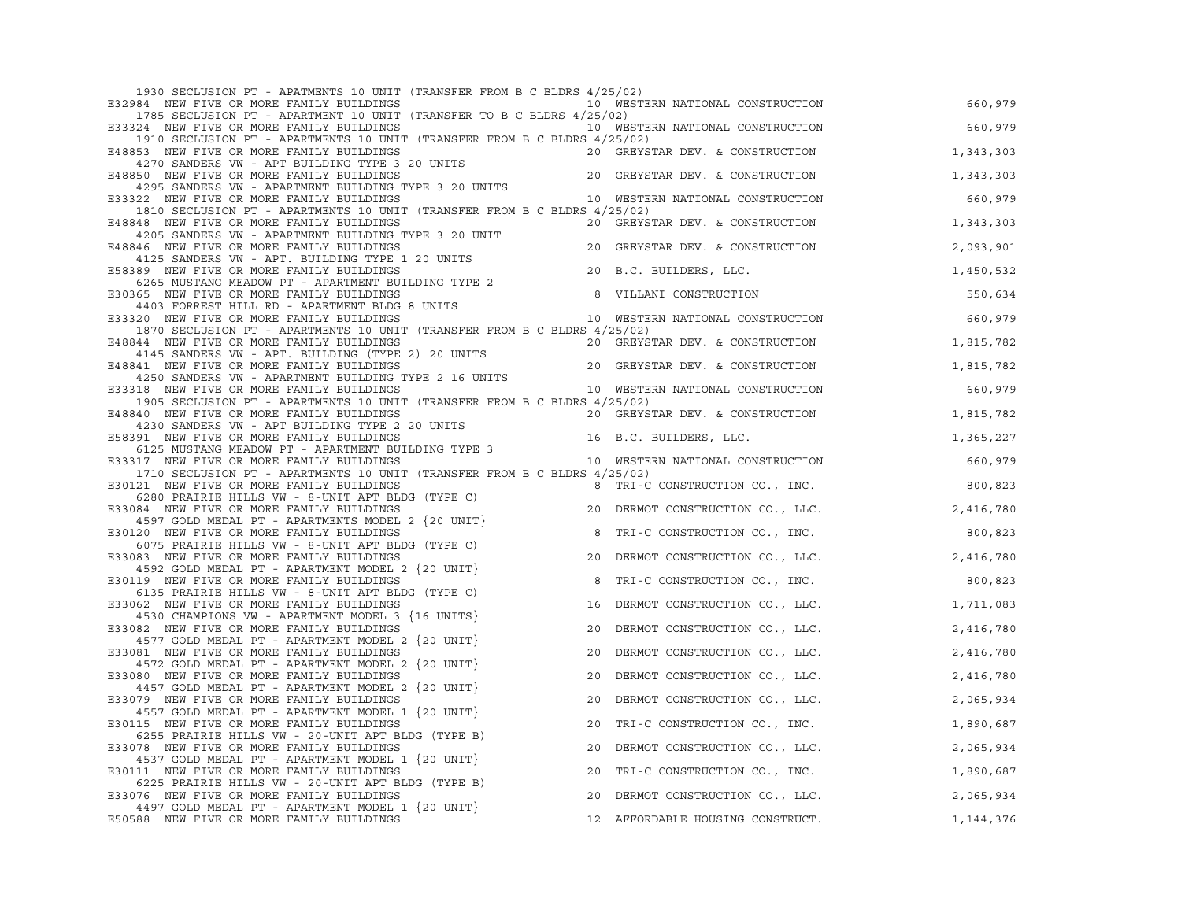```
    1930 SECLUSION PT - APATMENTS 10 UNIT (TRANSFER FROM B C BLDRS 4/25/02)
E32984  NEW FIVE OR MORE FAMILY BUILDINGS                          10  WESTERN NATIONAL CONSTRUCTION            660,979
    1785 SECLUSION PT - APARTMENT 10 UNIT (TRANSFER TO B C BLDRS 4/25/02)
E33324  NEW FIVE OR MORE FAMILY BUILDINGS                          10  WESTERN NATIONAL CONSTRUCTION            660,979
    1910 SECLUSION PT - APARTMENTS 10 UNIT (TRANSFER FROM B C BLDRS 4/25/02)
E48853  NEW FIVE OR MORE FAMILY BUILDINGS                          20  GREYSTAR DEV. & CONSTRUCTION           1,343,303
    4270 SANDERS VW - APT BUILDING TYPE 3 20 UNITS
E48850  NEW FIVE OR MORE FAMILY BUILDINGS                          20  GREYSTAR DEV. & CONSTRUCTION           1,343,303
    4295 SANDERS VW - APARTMENT BUILDING TYPE 3 20 UNITS
E33322  NEW FIVE OR MORE FAMILY BUILDINGS                          10  WESTERN NATIONAL CONSTRUCTION            660,979
    1810 SECLUSION PT - APARTMENTS 10 UNIT (TRANSFER FROM B C BLDRS 4/25/02)
E48848  NEW FIVE OR MORE FAMILY BUILDINGS                          20  GREYSTAR DEV. & CONSTRUCTION           1,343,303
    4205 SANDERS VW - APARTMENT BUILDING TYPE 3 20 UNIT
E48846  NEW FIVE OR MORE FAMILY BUILDINGS                          20  GREYSTAR DEV. & CONSTRUCTION           2,093,901
    4125 SANDERS VW - APT. BUILDING TYPE 1 20 UNITS
E58389  NEW FIVE OR MORE FAMILY BUILDINGS                          20  B.C. BUILDERS, LLC.                    1,450,532
    6265 MUSTANG MEADOW PT - APARTMENT BUILDING TYPE 2
E30365  NEW FIVE OR MORE FAMILY BUILDINGS                           8  VILLANI CONSTRUCTION                     550,634
    4403 FORREST HILL RD - APARTMENT BLDG 8 UNITS
E33320  NEW FIVE OR MORE FAMILY BUILDINGS                          10  WESTERN NATIONAL CONSTRUCTION            660,979
    1870 SECLUSION PT - APARTMENTS 10 UNIT (TRANSFER FROM B C BLDRS 4/25/02)
E48844  NEW FIVE OR MORE FAMILY BUILDINGS                          20  GREYSTAR DEV. & CONSTRUCTION           1,815,782
    4145 SANDERS VW - APT. BUILDING (TYPE 2) 20 UNITS
E48841  NEW FIVE OR MORE FAMILY BUILDINGS                          20  GREYSTAR DEV. & CONSTRUCTION           1,815,782
    4250 SANDERS VW - APARTMENT BUILDING TYPE 2 16 UNITS
E33318  NEW FIVE OR MORE FAMILY BUILDINGS                          10  WESTERN NATIONAL CONSTRUCTION            660,979
    1905 SECLUSION PT - APARTMENTS 10 UNIT (TRANSFER FROM B C BLDRS 4/25/02)
E48840  NEW FIVE OR MORE FAMILY BUILDINGS                          20  GREYSTAR DEV. & CONSTRUCTION           1,815,782
    4230 SANDERS VW - APT BUILDING TYPE 2 20 UNITS
E58391  NEW FIVE OR MORE FAMILY BUILDINGS                          16  B.C. BUILDERS, LLC.                    1,365,227
    6125 MUSTANG MEADOW PT - APARTMENT BUILDING TYPE 3
E33317  NEW FIVE OR MORE FAMILY BUILDINGS                          10  WESTERN NATIONAL CONSTRUCTION            660,979
    1710 SECLUSION PT - APARTMENTS 10 UNIT (TRANSFER FROM B C BLDRS 4/25/02)
E30121  NEW FIVE OR MORE FAMILY BUILDINGS                           8  TRI-C CONSTRUCTION CO., INC.             800,823
    6280 PRAIRIE HILLS VW - 8-UNIT APT BLDG (TYPE C)
E33084  NEW FIVE OR MORE FAMILY BUILDINGS                          20  DERMOT CONSTRUCTION CO., LLC.          2,416,780
    4597 GOLD MEDAL PT - APARTMENTS MODEL 2 {20 UNIT}
E30120  NEW FIVE OR MORE FAMILY BUILDINGS                           8  TRI-C CONSTRUCTION CO., INC.             800,823
    6075 PRAIRIE HILLS VW - 8-UNIT APT BLDG (TYPE C)
E33083  NEW FIVE OR MORE FAMILY BUILDINGS                          20  DERMOT CONSTRUCTION CO., LLC.          2,416,780
    4592 GOLD MEDAL PT - APARTMENT MODEL 2 {20 UNIT}
E30119  NEW FIVE OR MORE FAMILY BUILDINGS                           8  TRI-C CONSTRUCTION CO., INC.             800,823
    6135 PRAIRIE HILLS VW - 8-UNIT APT BLDG (TYPE C)
E33062  NEW FIVE OR MORE FAMILY BUILDINGS                          16  DERMOT CONSTRUCTION CO., LLC.          1,711,083
    4530 CHAMPIONS VW - APARTMENT MODEL 3 {16 UNITS}
E33082  NEW FIVE OR MORE FAMILY BUILDINGS                          20  DERMOT CONSTRUCTION CO., LLC.          2,416,780
    4577 GOLD MEDAL PT - APARTMENT MODEL 2 {20 UNIT}
E33081  NEW FIVE OR MORE FAMILY BUILDINGS                          20  DERMOT CONSTRUCTION CO., LLC.          2,416,780
    4572 GOLD MEDAL PT - APARTMENT MODEL 2 {20 UNIT}
E33080  NEW FIVE OR MORE FAMILY BUILDINGS                          20  DERMOT CONSTRUCTION CO., LLC.          2,416,780
    4457 GOLD MEDAL PT - APARTMENT MODEL 2 {20 UNIT}
E33079  NEW FIVE OR MORE FAMILY BUILDINGS                          20  DERMOT CONSTRUCTION CO., LLC.          2,065,934
    4557 GOLD MEDAL PT - APARTMENT MODEL 1 {20 UNIT}
E30115  NEW FIVE OR MORE FAMILY BUILDINGS                          20  TRI-C CONSTRUCTION CO., INC.           1,890,687
    6255 PRAIRIE HILLS VW - 20-UNIT APT BLDG (TYPE B)
E33078  NEW FIVE OR MORE FAMILY BUILDINGS                          20  DERMOT CONSTRUCTION CO., LLC.          2,065,934
    4537 GOLD MEDAL PT - APARTMENT MODEL 1 {20 UNIT}
E30111  NEW FIVE OR MORE FAMILY BUILDINGS                          20  TRI-C CONSTRUCTION CO., INC.           1,890,687
    6225 PRAIRIE HILLS VW - 20-UNIT APT BLDG (TYPE B)
E33076  NEW FIVE OR MORE FAMILY BUILDINGS                          20  DERMOT CONSTRUCTION CO., LLC.          2,065,934
    4497 GOLD MEDAL PT - APARTMENT MODEL 1 {20 UNIT}
E50588  NEW FIVE OR MORE FAMILY BUILDINGS                          12  AFFORDABLE HOUSING CONSTRUCT.          1,144,376
```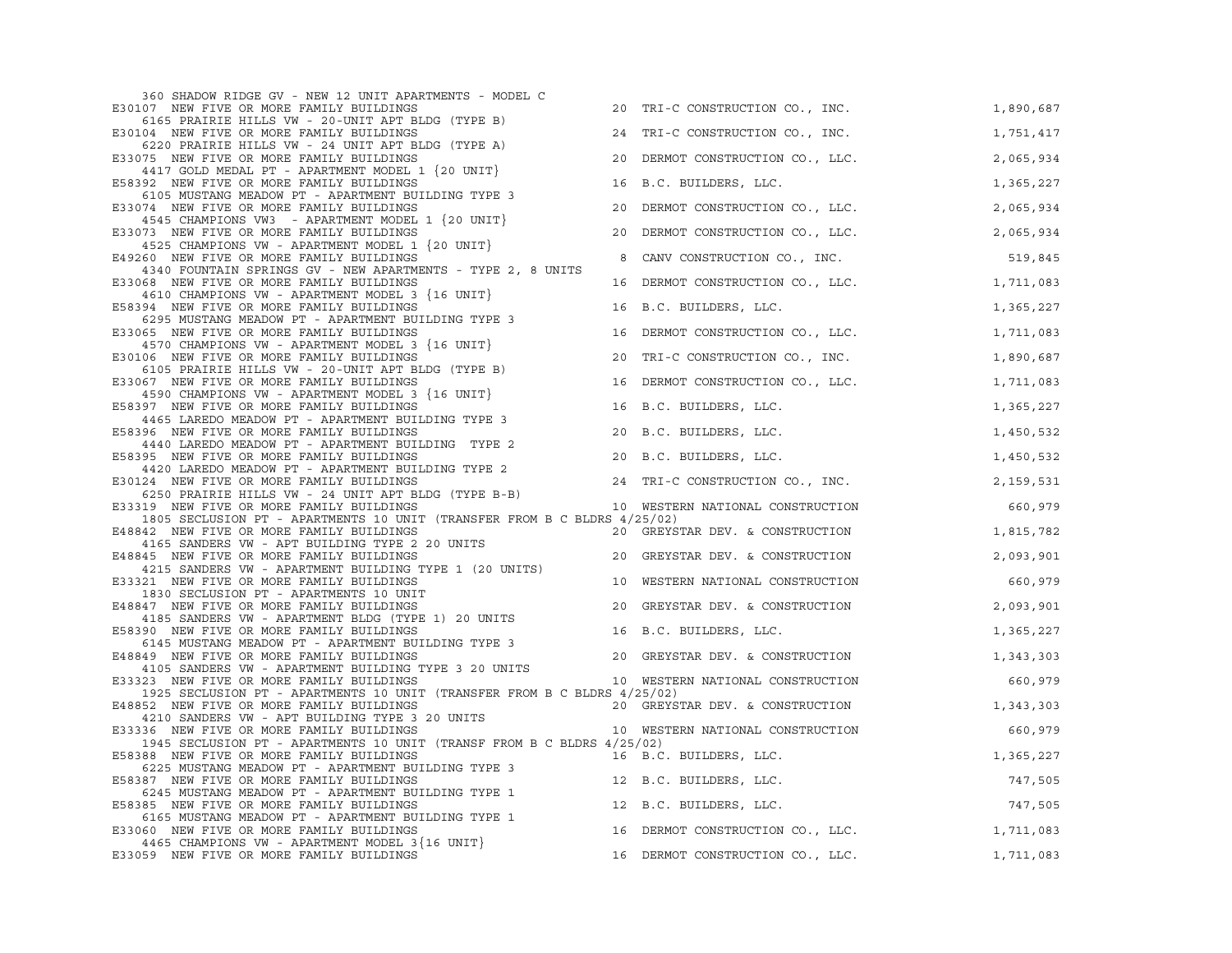| | | | |
|---|---|---|---|
| 360 SHADOW RIDGE GV - NEW 12 UNIT APARTMENTS - MODEL C | | | |
| E30107 NEW FIVE OR MORE FAMILY BUILDINGS | 20 | TRI-C CONSTRUCTION CO., INC. | 1,890,687 |
| 6165 PRAIRIE HILLS VW - 20-UNIT APT BLDG (TYPE B) | | | |
| E30104 NEW FIVE OR MORE FAMILY BUILDINGS | 24 | TRI-C CONSTRUCTION CO., INC. | 1,751,417 |
| 6220 PRAIRIE HILLS VW - 24 UNIT APT BLDG (TYPE A) | | | |
| E33075 NEW FIVE OR MORE FAMILY BUILDINGS | 20 | DERMOT CONSTRUCTION CO., LLC. | 2,065,934 |
| 4417 GOLD MEDAL PT - APARTMENT MODEL 1 {20 UNIT} | | | |
| E58392 NEW FIVE OR MORE FAMILY BUILDINGS | 16 | B.C. BUILDERS, LLC. | 1,365,227 |
| 6105 MUSTANG MEADOW PT - APARTMENT BUILDING TYPE 3 | | | |
| E33074 NEW FIVE OR MORE FAMILY BUILDINGS | 20 | DERMOT CONSTRUCTION CO., LLC. | 2,065,934 |
| 4545 CHAMPIONS VW3 - APARTMENT MODEL 1 {20 UNIT} | | | |
| E33073 NEW FIVE OR MORE FAMILY BUILDINGS | 20 | DERMOT CONSTRUCTION CO., LLC. | 2,065,934 |
| 4525 CHAMPIONS VW - APARTMENT MODEL 1 {20 UNIT} | | | |
| E49260 NEW FIVE OR MORE FAMILY BUILDINGS | 8 | CANV CONSTRUCTION CO., INC. | 519,845 |
| 4340 FOUNTAIN SPRINGS GV - NEW APARTMENTS - TYPE 2, 8 UNITS | | | |
| E33068 NEW FIVE OR MORE FAMILY BUILDINGS | 16 | DERMOT CONSTRUCTION CO., LLC. | 1,711,083 |
| 4610 CHAMPIONS VW - APARTMENT MODEL 3 {16 UNIT} | | | |
| E58394 NEW FIVE OR MORE FAMILY BUILDINGS | 16 | B.C. BUILDERS, LLC. | 1,365,227 |
| 6295 MUSTANG MEADOW PT - APARTMENT BUILDING TYPE 3 | | | |
| E33065 NEW FIVE OR MORE FAMILY BUILDINGS | 16 | DERMOT CONSTRUCTION CO., LLC. | 1,711,083 |
| 4570 CHAMPIONS VW - APARTMENT MODEL 3 {16 UNIT} | | | |
| E30106 NEW FIVE OR MORE FAMILY BUILDINGS | 20 | TRI-C CONSTRUCTION CO., INC. | 1,890,687 |
| 6105 PRAIRIE HILLS VW - 20-UNIT APT BLDG (TYPE B) | | | |
| E33067 NEW FIVE OR MORE FAMILY BUILDINGS | 16 | DERMOT CONSTRUCTION CO., LLC. | 1,711,083 |
| 4590 CHAMPIONS VW - APARTMENT MODEL 3 {16 UNIT} | | | |
| E58397 NEW FIVE OR MORE FAMILY BUILDINGS | 16 | B.C. BUILDERS, LLC. | 1,365,227 |
| 4465 LAREDO MEADOW PT - APARTMENT BUILDING TYPE 3 | | | |
| E58396 NEW FIVE OR MORE FAMILY BUILDINGS | 20 | B.C. BUILDERS, LLC. | 1,450,532 |
| 4440 LAREDO MEADOW PT - APARTMENT BUILDING TYPE 2 | | | |
| E58395 NEW FIVE OR MORE FAMILY BUILDINGS | 20 | B.C. BUILDERS, LLC. | 1,450,532 |
| 4420 LAREDO MEADOW PT - APARTMENT BUILDING TYPE 2 | | | |
| E30124 NEW FIVE OR MORE FAMILY BUILDINGS | 24 | TRI-C CONSTRUCTION CO., INC. | 2,159,531 |
| 6250 PRAIRIE HILLS VW - 24 UNIT APT BLDG (TYPE B-B) | | | |
| E33319 NEW FIVE OR MORE FAMILY BUILDINGS | 10 | WESTERN NATIONAL CONSTRUCTION | 660,979 |
| 1805 SECLUSION PT - APARTMENTS 10 UNIT (TRANSFER FROM B C BLDRS 4/25/02) | | | |
| E48842 NEW FIVE OR MORE FAMILY BUILDINGS | 20 | GREYSTAR DEV. & CONSTRUCTION | 1,815,782 |
| 4165 SANDERS VW - APT BUILDING TYPE 2 20 UNITS | | | |
| E48845 NEW FIVE OR MORE FAMILY BUILDINGS | 20 | GREYSTAR DEV. & CONSTRUCTION | 2,093,901 |
| 4215 SANDERS VW - APARTMENT BUILDING TYPE 1 (20 UNITS) | | | |
| E33321 NEW FIVE OR MORE FAMILY BUILDINGS | 10 | WESTERN NATIONAL CONSTRUCTION | 660,979 |
| 1830 SECLUSION PT - APARTMENTS 10 UNIT | | | |
| E48847 NEW FIVE OR MORE FAMILY BUILDINGS | 20 | GREYSTAR DEV. & CONSTRUCTION | 2,093,901 |
| 4185 SANDERS VW - APARTMENT BLDG (TYPE 1) 20 UNITS | | | |
| E58390 NEW FIVE OR MORE FAMILY BUILDINGS | 16 | B.C. BUILDERS, LLC. | 1,365,227 |
| 6145 MUSTANG MEADOW PT - APARTMENT BUILDING TYPE 3 | | | |
| E48849 NEW FIVE OR MORE FAMILY BUILDINGS | 20 | GREYSTAR DEV. & CONSTRUCTION | 1,343,303 |
| 4105 SANDERS VW - APARTMENT BUILDING TYPE 3 20 UNITS | | | |
| E33323 NEW FIVE OR MORE FAMILY BUILDINGS | 10 | WESTERN NATIONAL CONSTRUCTION | 660,979 |
| 1925 SECLUSION PT - APARTMENTS 10 UNIT (TRANSFER FROM B C BLDRS 4/25/02) | | | |
| E48852 NEW FIVE OR MORE FAMILY BUILDINGS | 20 | GREYSTAR DEV. & CONSTRUCTION | 1,343,303 |
| 4210 SANDERS VW - APT BUILDING TYPE 3 20 UNITS | | | |
| E33336 NEW FIVE OR MORE FAMILY BUILDINGS | 10 | WESTERN NATIONAL CONSTRUCTION | 660,979 |
| 1945 SECLUSION PT - APARTMENTS 10 UNIT (TRANSF FROM B C BLDRS 4/25/02) | | | |
| E58388 NEW FIVE OR MORE FAMILY BUILDINGS | 16 | B.C. BUILDERS, LLC. | 1,365,227 |
| 6225 MUSTANG MEADOW PT - APARTMENT BUILDING TYPE 3 | | | |
| E58387 NEW FIVE OR MORE FAMILY BUILDINGS | 12 | B.C. BUILDERS, LLC. | 747,505 |
| 6245 MUSTANG MEADOW PT - APARTMENT BUILDING TYPE 1 | | | |
| E58385 NEW FIVE OR MORE FAMILY BUILDINGS | 12 | B.C. BUILDERS, LLC. | 747,505 |
| 6165 MUSTANG MEADOW PT - APARTMENT BUILDING TYPE 1 | | | |
| E33060 NEW FIVE OR MORE FAMILY BUILDINGS | 16 | DERMOT CONSTRUCTION CO., LLC. | 1,711,083 |
| 4465 CHAMPIONS VW - APARTMENT MODEL 3{16 UNIT} | | | |
| E33059 NEW FIVE OR MORE FAMILY BUILDINGS | 16 | DERMOT CONSTRUCTION CO., LLC. | 1,711,083 |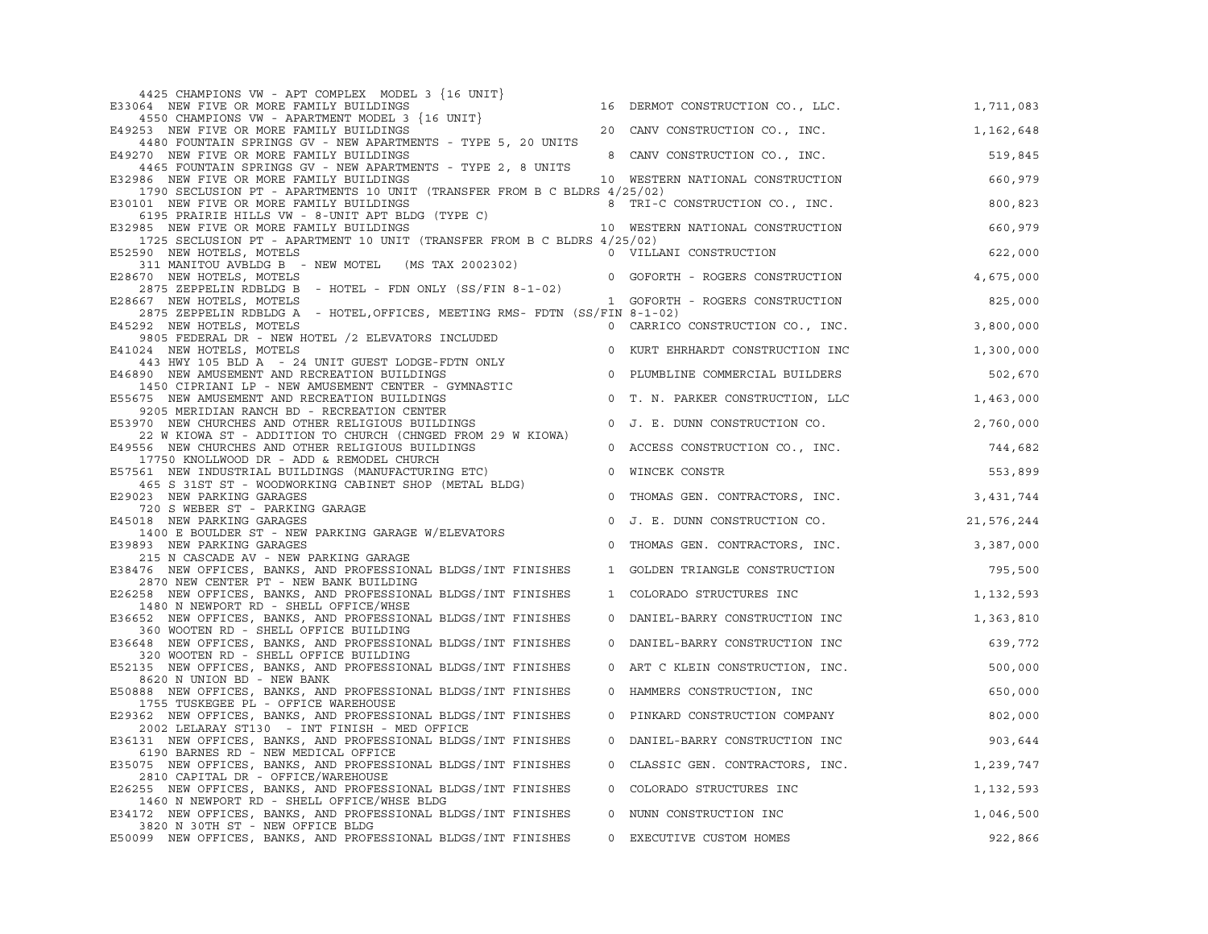| Permit | Type / Description | Units | Contractor | Value |
|---|---|---|---|---|
| | 4425 CHAMPIONS VW - APT COMPLEX MODEL 3 {16 UNIT} | | | |
| E33064 | NEW FIVE OR MORE FAMILY BUILDINGS | 16 | DERMOT CONSTRUCTION CO., LLC. | 1,711,083 |
| | 4550 CHAMPIONS VW - APARTMENT MODEL 3 {16 UNIT} | | | |
| E49253 | NEW FIVE OR MORE FAMILY BUILDINGS | 20 | CANV CONSTRUCTION CO., INC. | 1,162,648 |
| | 4480 FOUNTAIN SPRINGS GV - NEW APARTMENTS - TYPE 5, 20 UNITS | | | |
| E49270 | NEW FIVE OR MORE FAMILY BUILDINGS | 8 | CANV CONSTRUCTION CO., INC. | 519,845 |
| | 4465 FOUNTAIN SPRINGS GV - NEW APARTMENTS - TYPE 2, 8 UNITS | | | |
| E32986 | NEW FIVE OR MORE FAMILY BUILDINGS | 10 | WESTERN NATIONAL CONSTRUCTION | 660,979 |
| | 1790 SECLUSION PT - APARTMENTS 10 UNIT (TRANSFER FROM B C BLDRS 4/25/02) | | | |
| E30101 | NEW FIVE OR MORE FAMILY BUILDINGS | 8 | TRI-C CONSTRUCTION CO., INC. | 800,823 |
| | 6195 PRAIRIE HILLS VW - 8-UNIT APT BLDG (TYPE C) | | | |
| E32985 | NEW FIVE OR MORE FAMILY BUILDINGS | 10 | WESTERN NATIONAL CONSTRUCTION | 660,979 |
| | 1725 SECLUSION PT - APARTMENT 10 UNIT (TRANSFER FROM B C BLDRS 4/25/02) | | | |
| E52590 | NEW HOTELS, MOTELS | 0 | VILLANI CONSTRUCTION | 622,000 |
| | 311 MANITOU AVBLDG B - NEW MOTEL (MS TAX 2002302) | | | |
| E28670 | NEW HOTELS, MOTELS | 0 | GOFORTH - ROGERS CONSTRUCTION | 4,675,000 |
| | 2875 ZEPPELIN RDBLDG B - HOTEL - FDN ONLY (SS/FIN 8-1-02) | | | |
| E28667 | NEW HOTELS, MOTELS | 1 | GOFORTH - ROGERS CONSTRUCTION | 825,000 |
| | 2875 ZEPPELIN RDBLDG A - HOTEL,OFFICES, MEETING RMS- FDTN (SS/FIN 8-1-02) | | | |
| E45292 | NEW HOTELS, MOTELS | 0 | CARRICO CONSTRUCTION CO., INC. | 3,800,000 |
| | 9805 FEDERAL DR - NEW HOTEL /2 ELEVATORS INCLUDED | | | |
| E41024 | NEW HOTELS, MOTELS | 0 | KURT EHRHARDT CONSTRUCTION INC | 1,300,000 |
| | 443 HWY 105 BLD A - 24 UNIT GUEST LODGE-FDTN ONLY | | | |
| E46890 | NEW AMUSEMENT AND RECREATION BUILDINGS | 0 | PLUMBLINE COMMERCIAL BUILDERS | 502,670 |
| | 1450 CIPRIANI LP - NEW AMUSEMENT CENTER - GYMNASTIC | | | |
| E55675 | NEW AMUSEMENT AND RECREATION BUILDINGS | 0 | T. N. PARKER CONSTRUCTION, LLC | 1,463,000 |
| | 9205 MERIDIAN RANCH BD - RECREATION CENTER | | | |
| E53970 | NEW CHURCHES AND OTHER RELIGIOUS BUILDINGS | 0 | J. E. DUNN CONSTRUCTION CO. | 2,760,000 |
| | 22 W KIOWA ST - ADDITION TO CHURCH (CHNGED FROM 29 W KIOWA) | | | |
| E49556 | NEW CHURCHES AND OTHER RELIGIOUS BUILDINGS | 0 | ACCESS CONSTRUCTION CO., INC. | 744,682 |
| | 17750 KNOLLWOOD DR - ADD & REMODEL CHURCH | | | |
| E57561 | NEW INDUSTRIAL BUILDINGS (MANUFACTURING ETC) | 0 | WINCEK CONSTR | 553,899 |
| | 465 S 31ST ST - WOODWORKING CABINET SHOP (METAL BLDG) | | | |
| E29023 | NEW PARKING GARAGES | 0 | THOMAS GEN. CONTRACTORS, INC. | 3,431,744 |
| | 720 S WEBER ST - PARKING GARAGE | | | |
| E45018 | NEW PARKING GARAGES | 0 | J. E. DUNN CONSTRUCTION CO. | 21,576,244 |
| | 1400 E BOULDER ST - NEW PARKING GARAGE W/ELEVATORS | | | |
| E39893 | NEW PARKING GARAGES | 0 | THOMAS GEN. CONTRACTORS, INC. | 3,387,000 |
| | 215 N CASCADE AV - NEW PARKING GARAGE | | | |
| E38476 | NEW OFFICES, BANKS, AND PROFESSIONAL BLDGS/INT FINISHES | 1 | GOLDEN TRIANGLE CONSTRUCTION | 795,500 |
| | 2870 NEW CENTER PT - NEW BANK BUILDING | | | |
| E26258 | NEW OFFICES, BANKS, AND PROFESSIONAL BLDGS/INT FINISHES | 1 | COLORADO STRUCTURES INC | 1,132,593 |
| | 1480 N NEWPORT RD - SHELL OFFICE/WHSE | | | |
| E36652 | NEW OFFICES, BANKS, AND PROFESSIONAL BLDGS/INT FINISHES | 0 | DANIEL-BARRY CONSTRUCTION INC | 1,363,810 |
| | 360 WOOTEN RD - SHELL OFFICE BUILDING | | | |
| E36648 | NEW OFFICES, BANKS, AND PROFESSIONAL BLDGS/INT FINISHES | 0 | DANIEL-BARRY CONSTRUCTION INC | 639,772 |
| | 320 WOOTEN RD - SHELL OFFICE BUILDING | | | |
| E52135 | NEW OFFICES, BANKS, AND PROFESSIONAL BLDGS/INT FINISHES | 0 | ART C KLEIN CONSTRUCTION, INC. | 500,000 |
| | 8620 N UNION BD - NEW BANK | | | |
| E50888 | NEW OFFICES, BANKS, AND PROFESSIONAL BLDGS/INT FINISHES | 0 | HAMMERS CONSTRUCTION, INC | 650,000 |
| | 1755 TUSKEGEE PL - OFFICE WAREHOUSE | | | |
| E29362 | NEW OFFICES, BANKS, AND PROFESSIONAL BLDGS/INT FINISHES | 0 | PINKARD CONSTRUCTION COMPANY | 802,000 |
| | 2002 LELARAY ST130 - INT FINISH - MED OFFICE | | | |
| E36131 | NEW OFFICES, BANKS, AND PROFESSIONAL BLDGS/INT FINISHES | 0 | DANIEL-BARRY CONSTRUCTION INC | 903,644 |
| | 6190 BARNES RD - NEW MEDICAL OFFICE | | | |
| E35075 | NEW OFFICES, BANKS, AND PROFESSIONAL BLDGS/INT FINISHES | 0 | CLASSIC GEN. CONTRACTORS, INC. | 1,239,747 |
| | 2810 CAPITAL DR - OFFICE/WAREHOUSE | | | |
| E26255 | NEW OFFICES, BANKS, AND PROFESSIONAL BLDGS/INT FINISHES | 0 | COLORADO STRUCTURES INC | 1,132,593 |
| | 1460 N NEWPORT RD - SHELL OFFICE/WHSE BLDG | | | |
| E34172 | NEW OFFICES, BANKS, AND PROFESSIONAL BLDGS/INT FINISHES | 0 | NUNN CONSTRUCTION INC | 1,046,500 |
| | 3820 N 30TH ST - NEW OFFICE BLDG | | | |
| E50099 | NEW OFFICES, BANKS, AND PROFESSIONAL BLDGS/INT FINISHES | 0 | EXECUTIVE CUSTOM HOMES | 922,866 |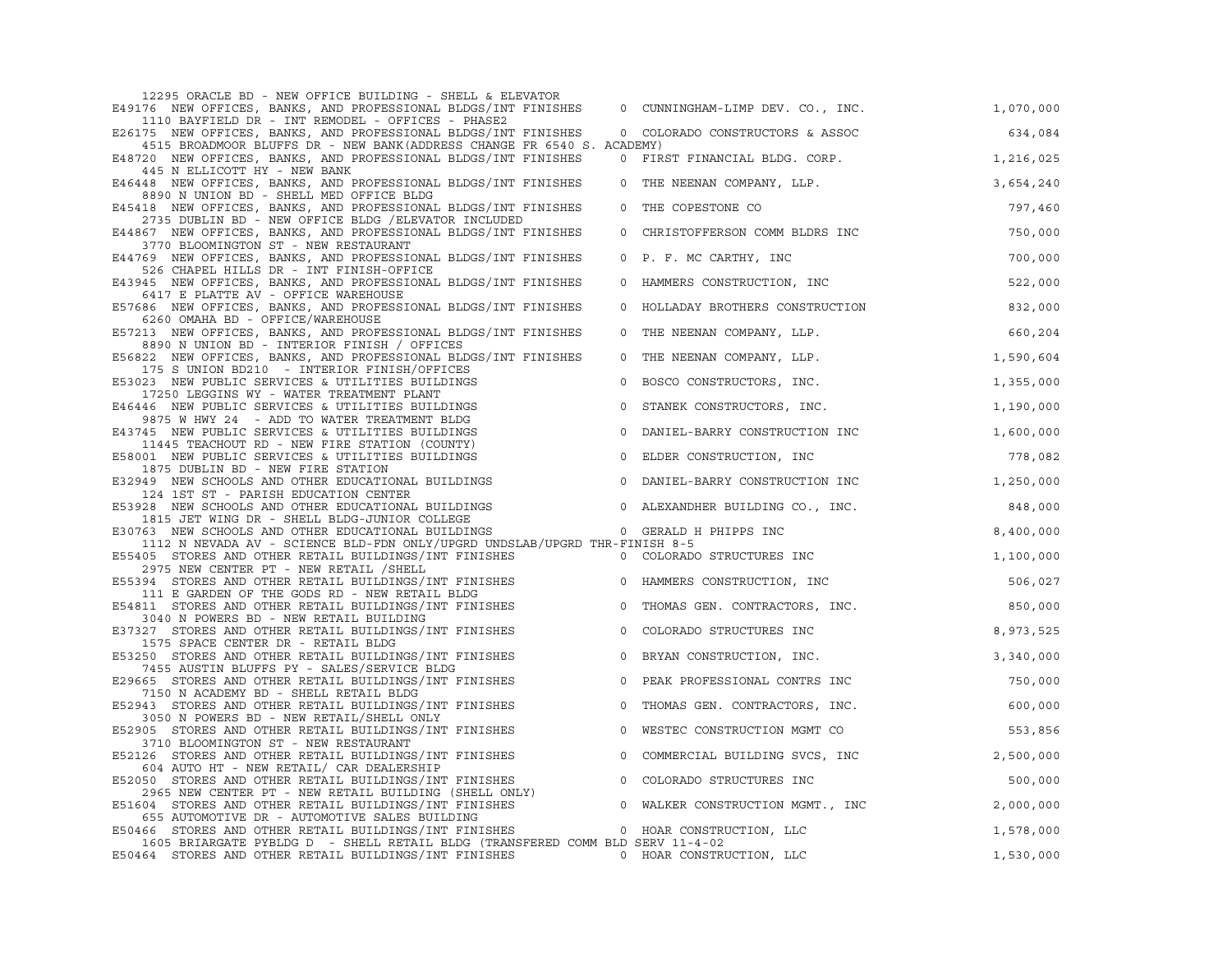```
    12295 ORACLE BD - NEW OFFICE BUILDING - SHELL & ELEVATOR
E49176  NEW OFFICES, BANKS, AND PROFESSIONAL BLDGS/INT FINISHES     0  CUNNINGHAM-LIMP DEV. CO., INC.                1,070,000
    1110 BAYFIELD DR - INT REMODEL - OFFICES - PHASE2
E26175  NEW OFFICES, BANKS, AND PROFESSIONAL BLDGS/INT FINISHES     0  COLORADO CONSTRUCTORS & ASSOC                   634,084
    4515 BROADMOOR BLUFFS DR - NEW BANK(ADDRESS CHANGE FR 6540 S. ACADEMY)
E48720  NEW OFFICES, BANKS, AND PROFESSIONAL BLDGS/INT FINISHES     0  FIRST FINANCIAL BLDG. CORP.                   1,216,025
    445 N ELLICOTT HY - NEW BANK
E46448  NEW OFFICES, BANKS, AND PROFESSIONAL BLDGS/INT FINISHES     0  THE NEENAN COMPANY, LLP.                      3,654,240
    8890 N UNION BD - SHELL MED OFFICE BLDG
E45418  NEW OFFICES, BANKS, AND PROFESSIONAL BLDGS/INT FINISHES     0  THE COPESTONE CO                                797,460
    2735 DUBLIN BD - NEW OFFICE BLDG /ELEVATOR INCLUDED
E44867  NEW OFFICES, BANKS, AND PROFESSIONAL BLDGS/INT FINISHES     0  CHRISTOFFERSON COMM BLDRS INC                   750,000
    3770 BLOOMINGTON ST - NEW RESTAURANT
E44769  NEW OFFICES, BANKS, AND PROFESSIONAL BLDGS/INT FINISHES     0  P. F. MC CARTHY, INC                            700,000
    526 CHAPEL HILLS DR - INT FINISH-OFFICE
E43945  NEW OFFICES, BANKS, AND PROFESSIONAL BLDGS/INT FINISHES     0  HAMMERS CONSTRUCTION, INC                       522,000
    6417 E PLATTE AV - OFFICE WAREHOUSE
E57686  NEW OFFICES, BANKS, AND PROFESSIONAL BLDGS/INT FINISHES     0  HOLLADAY BROTHERS CONSTRUCTION                  832,000
    6260 OMAHA BD - OFFICE/WAREHOUSE
E57213  NEW OFFICES, BANKS, AND PROFESSIONAL BLDGS/INT FINISHES     0  THE NEENAN COMPANY, LLP.                        660,204
    8890 N UNION BD - INTERIOR FINISH / OFFICES
E56822  NEW OFFICES, BANKS, AND PROFESSIONAL BLDGS/INT FINISHES     0  THE NEENAN COMPANY, LLP.                      1,590,604
    175 S UNION BD210  - INTERIOR FINISH/OFFICES
E53023  NEW PUBLIC SERVICES & UTILITIES BUILDINGS                   0  BOSCO CONSTRUCTORS, INC.                      1,355,000
    17250 LEGGINS WY - WATER TREATMENT PLANT
E46446  NEW PUBLIC SERVICES & UTILITIES BUILDINGS                   0  STANEK CONSTRUCTORS, INC.                     1,190,000
    9875 W HWY 24  - ADD TO WATER TREATMENT BLDG
E43745  NEW PUBLIC SERVICES & UTILITIES BUILDINGS                   0  DANIEL-BARRY CONSTRUCTION INC                 1,600,000
    11445 TEACHOUT RD - NEW FIRE STATION (COUNTY)
E58001  NEW PUBLIC SERVICES & UTILITIES BUILDINGS                   0  ELDER CONSTRUCTION, INC                         778,082
    1875 DUBLIN BD - NEW FIRE STATION
E32949  NEW SCHOOLS AND OTHER EDUCATIONAL BUILDINGS                 0  DANIEL-BARRY CONSTRUCTION INC                 1,250,000
    124 1ST ST - PARISH EDUCATION CENTER
E53928  NEW SCHOOLS AND OTHER EDUCATIONAL BUILDINGS                 0  ALEXANDHER BUILDING CO., INC.                   848,000
    1815 JET WING DR - SHELL BLDG-JUNIOR COLLEGE
E30763  NEW SCHOOLS AND OTHER EDUCATIONAL BUILDINGS                 0  GERALD H PHIPPS INC                           8,400,000
    1112 N NEVADA AV - SCIENCE BLD-FDN ONLY/UPGRD UNDSLAB/UPGRD THR-FINISH 8-5
E55405  STORES AND OTHER RETAIL BUILDINGS/INT FINISHES              0  COLORADO STRUCTURES INC                       1,100,000
    2975 NEW CENTER PT - NEW RETAIL /SHELL
E55394  STORES AND OTHER RETAIL BUILDINGS/INT FINISHES              0  HAMMERS CONSTRUCTION, INC                       506,027
    111 E GARDEN OF THE GODS RD - NEW RETAIL BLDG
E54811  STORES AND OTHER RETAIL BUILDINGS/INT FINISHES              0  THOMAS GEN. CONTRACTORS, INC.                   850,000
    3040 N POWERS BD - NEW RETAIL BUILDING
E37327  STORES AND OTHER RETAIL BUILDINGS/INT FINISHES              0  COLORADO STRUCTURES INC                       8,973,525
    1575 SPACE CENTER DR - RETAIL BLDG
E53250  STORES AND OTHER RETAIL BUILDINGS/INT FINISHES              0  BRYAN CONSTRUCTION, INC.                      3,340,000
    7455 AUSTIN BLUFFS PY - SALES/SERVICE BLDG
E29665  STORES AND OTHER RETAIL BUILDINGS/INT FINISHES              0  PEAK PROFESSIONAL CONTRS INC                    750,000
    7150 N ACADEMY BD - SHELL RETAIL BLDG
E52943  STORES AND OTHER RETAIL BUILDINGS/INT FINISHES              0  THOMAS GEN. CONTRACTORS, INC.                   600,000
    3050 N POWERS BD - NEW RETAIL/SHELL ONLY
E52905  STORES AND OTHER RETAIL BUILDINGS/INT FINISHES              0  WESTEC CONSTRUCTION MGMT CO                     553,856
    3710 BLOOMINGTON ST - NEW RESTAURANT
E52126  STORES AND OTHER RETAIL BUILDINGS/INT FINISHES              0  COMMERCIAL BUILDING SVCS, INC                 2,500,000
    604 AUTO HT - NEW RETAIL/ CAR DEALERSHIP
E52050  STORES AND OTHER RETAIL BUILDINGS/INT FINISHES              0  COLORADO STRUCTURES INC                         500,000
    2965 NEW CENTER PT - NEW RETAIL BUILDING (SHELL ONLY)
E51604  STORES AND OTHER RETAIL BUILDINGS/INT FINISHES              0  WALKER CONSTRUCTION MGMT., INC                2,000,000
    655 AUTOMOTIVE DR - AUTOMOTIVE SALES BUILDING
E50466  STORES AND OTHER RETAIL BUILDINGS/INT FINISHES              0  HOAR CONSTRUCTION, LLC                        1,578,000
    1605 BRIARGATE PYBLDG D  - SHELL RETAIL BLDG (TRANSFERED COMM BLD SERV 11-4-02
E50464  STORES AND OTHER RETAIL BUILDINGS/INT FINISHES              0  HOAR CONSTRUCTION, LLC                        1,530,000
```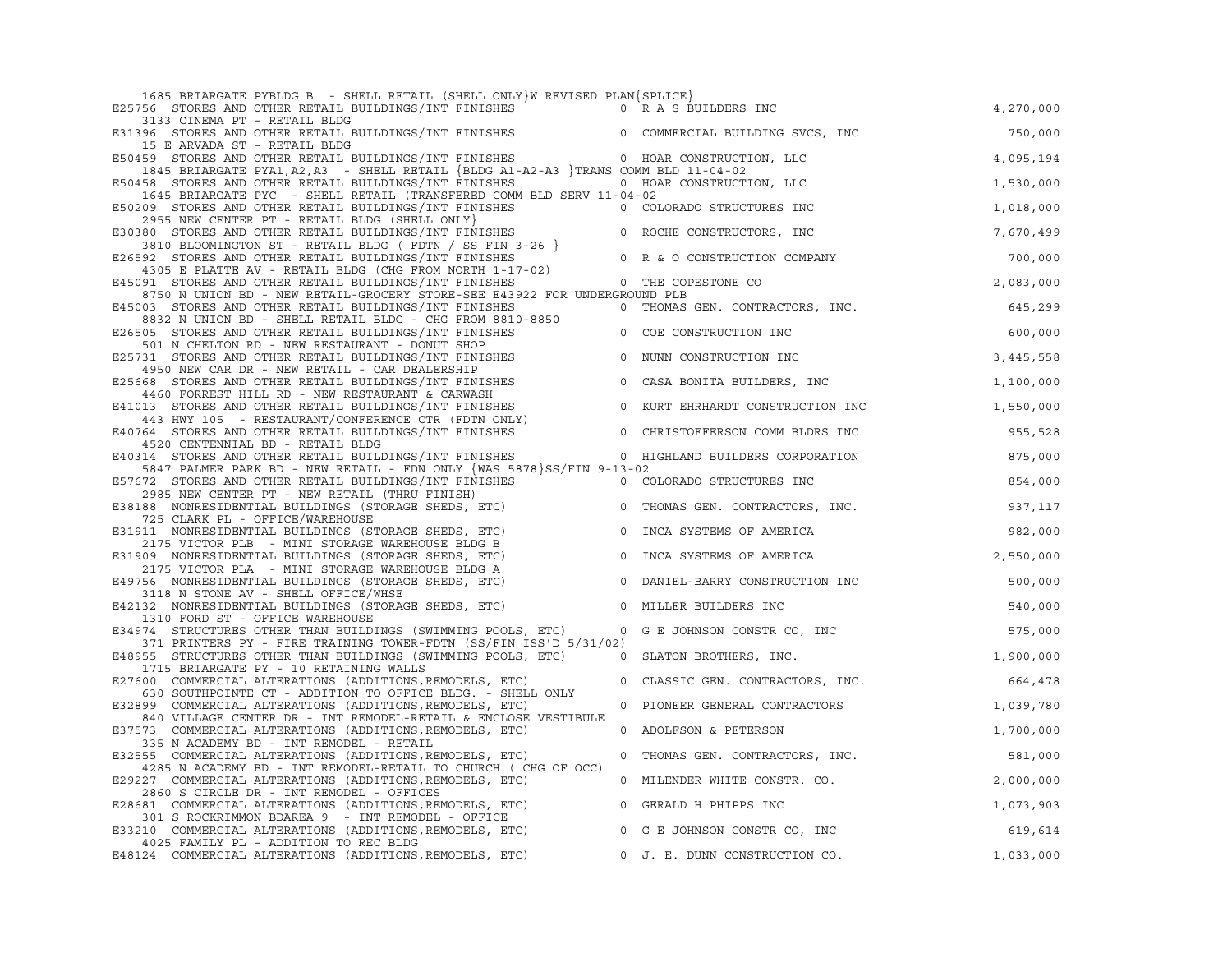```
    1685 BRIARGATE PYBLDG B  - SHELL RETAIL (SHELL ONLY}W REVISED PLAN{SPLICE}
E25756  STORES AND OTHER RETAIL BUILDINGS/INT FINISHES            0  R A S BUILDERS INC                          4,270,000
    3133 CINEMA PT - RETAIL BLDG
E31396  STORES AND OTHER RETAIL BUILDINGS/INT FINISHES            0  COMMERCIAL BUILDING SVCS, INC                 750,000
    15 E ARVADA ST - RETAIL BLDG
E50459  STORES AND OTHER RETAIL BUILDINGS/INT FINISHES            0  HOAR CONSTRUCTION, LLC                      4,095,194
    1845 BRIARGATE PYA1,A2,A3  - SHELL RETAIL {BLDG A1-A2-A3 }TRANS COMM BLD 11-04-02
E50458  STORES AND OTHER RETAIL BUILDINGS/INT FINISHES            0  HOAR CONSTRUCTION, LLC                      1,530,000
    1645 BRIARGATE PYC  - SHELL RETAIL (TRANSFERED COMM BLD SERV 11-04-02
E50209  STORES AND OTHER RETAIL BUILDINGS/INT FINISHES            0  COLORADO STRUCTURES INC                     1,018,000
    2955 NEW CENTER PT - RETAIL BLDG (SHELL ONLY}
E30380  STORES AND OTHER RETAIL BUILDINGS/INT FINISHES            0  ROCHE CONSTRUCTORS, INC                     7,670,499
    3810 BLOOMINGTON ST - RETAIL BLDG ( FDTN / SS FIN 3-26 }
E26592  STORES AND OTHER RETAIL BUILDINGS/INT FINISHES            0  R & O CONSTRUCTION COMPANY                    700,000
    4305 E PLATTE AV - RETAIL BLDG (CHG FROM NORTH 1-17-02)
E45091  STORES AND OTHER RETAIL BUILDINGS/INT FINISHES            0  THE COPESTONE CO                            2,083,000
    8750 N UNION BD - NEW RETAIL-GROCERY STORE-SEE E43922 FOR UNDERGROUND PLB
E45003  STORES AND OTHER RETAIL BUILDINGS/INT FINISHES            0  THOMAS GEN. CONTRACTORS, INC.                 645,299
    8832 N UNION BD - SHELL RETAIL BLDG - CHG FROM 8810-8850
E26505  STORES AND OTHER RETAIL BUILDINGS/INT FINISHES            0  COE CONSTRUCTION INC                          600,000
    501 N CHELTON RD - NEW RESTAURANT - DONUT SHOP
E25731  STORES AND OTHER RETAIL BUILDINGS/INT FINISHES            0  NUNN CONSTRUCTION INC                       3,445,558
    4950 NEW CAR DR - NEW RETAIL - CAR DEALERSHIP
E25668  STORES AND OTHER RETAIL BUILDINGS/INT FINISHES            0  CASA BONITA BUILDERS, INC                   1,100,000
    4460 FORREST HILL RD - NEW RESTAURANT & CARWASH
E41013  STORES AND OTHER RETAIL BUILDINGS/INT FINISHES            0  KURT EHRHARDT CONSTRUCTION INC              1,550,000
    443 HWY 105  - RESTAURANT/CONFERENCE CTR (FDTN ONLY)
E40764  STORES AND OTHER RETAIL BUILDINGS/INT FINISHES            0  CHRISTOFFERSON COMM BLDRS INC                 955,528
    4520 CENTENNIAL BD - RETAIL BLDG
E40314  STORES AND OTHER RETAIL BUILDINGS/INT FINISHES            0  HIGHLAND BUILDERS CORPORATION                 875,000
    5847 PALMER PARK BD - NEW RETAIL - FDN ONLY {WAS 5878}SS/FIN 9-13-02
E57672  STORES AND OTHER RETAIL BUILDINGS/INT FINISHES            0  COLORADO STRUCTURES INC                       854,000
    2985 NEW CENTER PT - NEW RETAIL (THRU FINISH)
E38188  NONRESIDENTIAL BUILDINGS (STORAGE SHEDS, ETC)             0  THOMAS GEN. CONTRACTORS, INC.                 937,117
    725 CLARK PL - OFFICE/WAREHOUSE
E31911  NONRESIDENTIAL BUILDINGS (STORAGE SHEDS, ETC)             0  INCA SYSTEMS OF AMERICA                       982,000
    2175 VICTOR PLB  - MINI STORAGE WAREHOUSE BLDG B
E31909  NONRESIDENTIAL BUILDINGS (STORAGE SHEDS, ETC)             0  INCA SYSTEMS OF AMERICA                     2,550,000
    2175 VICTOR PLA  - MINI STORAGE WAREHOUSE BLDG A
E49756  NONRESIDENTIAL BUILDINGS (STORAGE SHEDS, ETC)             0  DANIEL-BARRY CONSTRUCTION INC                 500,000
    3118 N STONE AV - SHELL OFFICE/WHSE
E42132  NONRESIDENTIAL BUILDINGS (STORAGE SHEDS, ETC)             0  MILLER BUILDERS INC                           540,000
    1310 FORD ST - OFFICE WAREHOUSE
E34974  STRUCTURES OTHER THAN BUILDINGS (SWIMMING POOLS, ETC)     0  G E JOHNSON CONSTR CO, INC                    575,000
    371 PRINTERS PY - FIRE TRAINING TOWER-FDTN (SS/FIN ISS'D 5/31/02)
E48955  STRUCTURES OTHER THAN BUILDINGS (SWIMMING POOLS, ETC)     0  SLATON BROTHERS, INC.                       1,900,000
    1715 BRIARGATE PY - 10 RETAINING WALLS
E27600  COMMERCIAL ALTERATIONS (ADDITIONS,REMODELS, ETC)          0  CLASSIC GEN. CONTRACTORS, INC.                664,478
    630 SOUTHPOINTE CT - ADDITION TO OFFICE BLDG. - SHELL ONLY
E32899  COMMERCIAL ALTERATIONS (ADDITIONS,REMODELS, ETC)          0  PIONEER GENERAL CONTRACTORS                 1,039,780
    840 VILLAGE CENTER DR - INT REMODEL-RETAIL & ENCLOSE VESTIBULE
E37573  COMMERCIAL ALTERATIONS (ADDITIONS,REMODELS, ETC)          0  ADOLFSON & PETERSON                         1,700,000
    335 N ACADEMY BD - INT REMODEL - RETAIL
E32555  COMMERCIAL ALTERATIONS (ADDITIONS,REMODELS, ETC)          0  THOMAS GEN. CONTRACTORS, INC.                 581,000
    4285 N ACADEMY BD - INT REMODEL-RETAIL TO CHURCH ( CHG OF OCC)
E29227  COMMERCIAL ALTERATIONS (ADDITIONS,REMODELS, ETC)          0  MILENDER WHITE CONSTR. CO.                  2,000,000
    2860 S CIRCLE DR - INT REMODEL - OFFICES
E28681  COMMERCIAL ALTERATIONS (ADDITIONS,REMODELS, ETC)          0  GERALD H PHIPPS INC                         1,073,903
    301 S ROCKRIMMON BDAREA 9  - INT REMODEL - OFFICE
E33210  COMMERCIAL ALTERATIONS (ADDITIONS,REMODELS, ETC)          0  G E JOHNSON CONSTR CO, INC                    619,614
    4025 FAMILY PL - ADDITION TO REC BLDG
E48124  COMMERCIAL ALTERATIONS (ADDITIONS,REMODELS, ETC)          0  J. E. DUNN CONSTRUCTION CO.                 1,033,000
```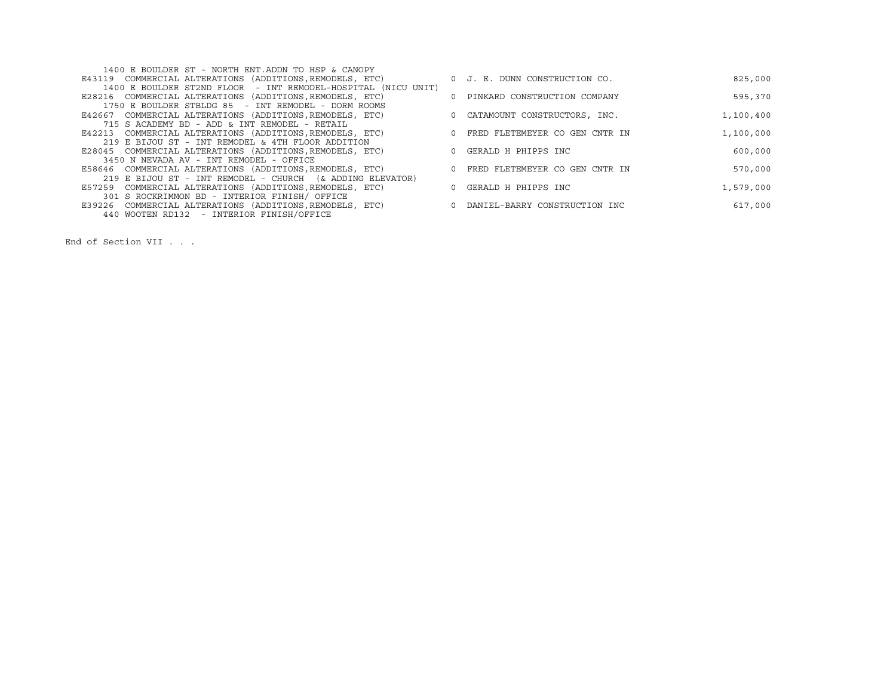| | | | | |
|---|---|---|---|---|
| | 1400 E BOULDER ST - NORTH ENT.ADDN TO HSP & CANOPY | | | |
| E43119 | COMMERCIAL ALTERATIONS (ADDITIONS,REMODELS, ETC) | 0 | J. E. DUNN CONSTRUCTION CO. | 825,000 |
| | 1400 E BOULDER ST2ND FLOOR - INT REMODEL-HOSPITAL (NICU UNIT) | | | |
| E28216 | COMMERCIAL ALTERATIONS (ADDITIONS,REMODELS, ETC) | 0 | PINKARD CONSTRUCTION COMPANY | 595,370 |
| | 1750 E BOULDER STBLDG 85 - INT REMODEL - DORM ROOMS | | | |
| E42667 | COMMERCIAL ALTERATIONS (ADDITIONS,REMODELS, ETC) | 0 | CATAMOUNT CONSTRUCTORS, INC. | 1,100,400 |
| | 715 S ACADEMY BD - ADD & INT REMODEL - RETAIL | | | |
| E42213 | COMMERCIAL ALTERATIONS (ADDITIONS,REMODELS, ETC) | 0 | FRED FLETEMEYER CO GEN CNTR IN | 1,100,000 |
| | 219 E BIJOU ST - INT REMODEL & 4TH FLOOR ADDITION | | | |
| E28045 | COMMERCIAL ALTERATIONS (ADDITIONS,REMODELS, ETC) | 0 | GERALD H PHIPPS INC | 600,000 |
| | 3450 N NEVADA AV - INT REMODEL - OFFICE | | | |
| E58646 | COMMERCIAL ALTERATIONS (ADDITIONS,REMODELS, ETC) | 0 | FRED FLETEMEYER CO GEN CNTR IN | 570,000 |
| | 219 E BIJOU ST - INT REMODEL - CHURCH (& ADDING ELEVATOR) | | | |
| E57259 | COMMERCIAL ALTERATIONS (ADDITIONS,REMODELS, ETC) | 0 | GERALD H PHIPPS INC | 1,579,000 |
| | 301 S ROCKRIMMON BD - INTERIOR FINISH/ OFFICE | | | |
| E39226 | COMMERCIAL ALTERATIONS (ADDITIONS,REMODELS, ETC) | 0 | DANIEL-BARRY CONSTRUCTION INC | 617,000 |
| | 440 WOOTEN RD132 - INTERIOR FINISH/OFFICE | | | |

End of Section VII . . .